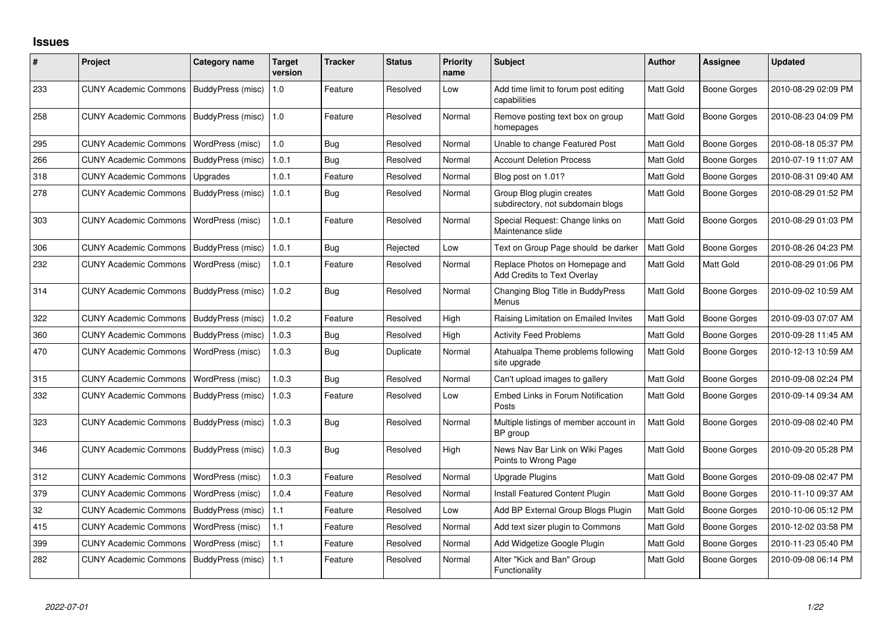## Issues

| # | Project | Category name | Target version | Tracker | Status | Priority name | Subject | Author | Assignee | Updated |
|---|---|---|---|---|---|---|---|---|---|---|
| 233 | CUNY Academic Commons | BuddyPress (misc) | 1.0 | Feature | Resolved | Low | Add time limit to forum post editing capabilities | Matt Gold | Boone Gorges | 2010-08-29 02:09 PM |
| 258 | CUNY Academic Commons | BuddyPress (misc) | 1.0 | Feature | Resolved | Normal | Remove posting text box on group homepages | Matt Gold | Boone Gorges | 2010-08-23 04:09 PM |
| 295 | CUNY Academic Commons | WordPress (misc) | 1.0 | Bug | Resolved | Normal | Unable to change Featured Post | Matt Gold | Boone Gorges | 2010-08-18 05:37 PM |
| 266 | CUNY Academic Commons | BuddyPress (misc) | 1.0.1 | Bug | Resolved | Normal | Account Deletion Process | Matt Gold | Boone Gorges | 2010-07-19 11:07 AM |
| 318 | CUNY Academic Commons | Upgrades | 1.0.1 | Feature | Resolved | Normal | Blog post on 1.01? | Matt Gold | Boone Gorges | 2010-08-31 09:40 AM |
| 278 | CUNY Academic Commons | BuddyPress (misc) | 1.0.1 | Bug | Resolved | Normal | Group Blog plugin creates subdirectory, not subdomain blogs | Matt Gold | Boone Gorges | 2010-08-29 01:52 PM |
| 303 | CUNY Academic Commons | WordPress (misc) | 1.0.1 | Feature | Resolved | Normal | Special Request: Change links on Maintenance slide | Matt Gold | Boone Gorges | 2010-08-29 01:03 PM |
| 306 | CUNY Academic Commons | BuddyPress (misc) | 1.0.1 | Bug | Rejected | Low | Text on Group Page should be darker | Matt Gold | Boone Gorges | 2010-08-26 04:23 PM |
| 232 | CUNY Academic Commons | WordPress (misc) | 1.0.1 | Feature | Resolved | Normal | Replace Photos on Homepage and Add Credits to Text Overlay | Matt Gold | Matt Gold | 2010-08-29 01:06 PM |
| 314 | CUNY Academic Commons | BuddyPress (misc) | 1.0.2 | Bug | Resolved | Normal | Changing Blog Title in BuddyPress Menus | Matt Gold | Boone Gorges | 2010-09-02 10:59 AM |
| 322 | CUNY Academic Commons | BuddyPress (misc) | 1.0.2 | Feature | Resolved | High | Raising Limitation on Emailed Invites | Matt Gold | Boone Gorges | 2010-09-03 07:07 AM |
| 360 | CUNY Academic Commons | BuddyPress (misc) | 1.0.3 | Bug | Resolved | High | Activity Feed Problems | Matt Gold | Boone Gorges | 2010-09-28 11:45 AM |
| 470 | CUNY Academic Commons | WordPress (misc) | 1.0.3 | Bug | Duplicate | Normal | Atahualpa Theme problems following site upgrade | Matt Gold | Boone Gorges | 2010-12-13 10:59 AM |
| 315 | CUNY Academic Commons | WordPress (misc) | 1.0.3 | Bug | Resolved | Normal | Can't upload images to gallery | Matt Gold | Boone Gorges | 2010-09-08 02:24 PM |
| 332 | CUNY Academic Commons | BuddyPress (misc) | 1.0.3 | Feature | Resolved | Low | Embed Links in Forum Notification Posts | Matt Gold | Boone Gorges | 2010-09-14 09:34 AM |
| 323 | CUNY Academic Commons | BuddyPress (misc) | 1.0.3 | Bug | Resolved | Normal | Multiple listings of member account in BP group | Matt Gold | Boone Gorges | 2010-09-08 02:40 PM |
| 346 | CUNY Academic Commons | BuddyPress (misc) | 1.0.3 | Bug | Resolved | High | News Nav Bar Link on Wiki Pages Points to Wrong Page | Matt Gold | Boone Gorges | 2010-09-20 05:28 PM |
| 312 | CUNY Academic Commons | WordPress (misc) | 1.0.3 | Feature | Resolved | Normal | Upgrade Plugins | Matt Gold | Boone Gorges | 2010-09-08 02:47 PM |
| 379 | CUNY Academic Commons | WordPress (misc) | 1.0.4 | Feature | Resolved | Normal | Install Featured Content Plugin | Matt Gold | Boone Gorges | 2010-11-10 09:37 AM |
| 32 | CUNY Academic Commons | BuddyPress (misc) | 1.1 | Feature | Resolved | Low | Add BP External Group Blogs Plugin | Matt Gold | Boone Gorges | 2010-10-06 05:12 PM |
| 415 | CUNY Academic Commons | WordPress (misc) | 1.1 | Feature | Resolved | Normal | Add text sizer plugin to Commons | Matt Gold | Boone Gorges | 2010-12-02 03:58 PM |
| 399 | CUNY Academic Commons | WordPress (misc) | 1.1 | Feature | Resolved | Normal | Add Widgetize Google Plugin | Matt Gold | Boone Gorges | 2010-11-23 05:40 PM |
| 282 | CUNY Academic Commons | BuddyPress (misc) | 1.1 | Feature | Resolved | Normal | Alter "Kick and Ban" Group Functionality | Matt Gold | Boone Gorges | 2010-09-08 06:14 PM |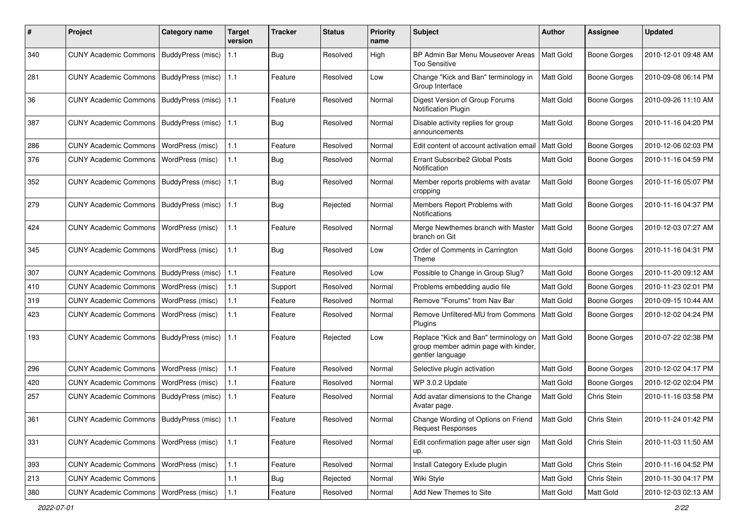| # | Project | Category name | Target version | Tracker | Status | Priority name | Subject | Author | Assignee | Updated |
|---|---|---|---|---|---|---|---|---|---|---|
| 340 | CUNY Academic Commons | BuddyPress (misc) | 1.1 | Bug | Resolved | High | BP Admin Bar Menu Mouseover Areas Too Sensitive | Matt Gold | Boone Gorges | 2010-12-01 09:48 AM |
| 281 | CUNY Academic Commons | BuddyPress (misc) | 1.1 | Feature | Resolved | Low | Change "Kick and Ban" terminology in Group Interface | Matt Gold | Boone Gorges | 2010-09-08 06:14 PM |
| 36 | CUNY Academic Commons | BuddyPress (misc) | 1.1 | Feature | Resolved | Normal | Digest Version of Group Forums Notification Plugin | Matt Gold | Boone Gorges | 2010-09-26 11:10 AM |
| 387 | CUNY Academic Commons | BuddyPress (misc) | 1.1 | Bug | Resolved | Normal | Disable activity replies for group announcements | Matt Gold | Boone Gorges | 2010-11-16 04:20 PM |
| 286 | CUNY Academic Commons | WordPress (misc) | 1.1 | Feature | Resolved | Normal | Edit content of account activation email | Matt Gold | Boone Gorges | 2010-12-06 02:03 PM |
| 376 | CUNY Academic Commons | WordPress (misc) | 1.1 | Bug | Resolved | Normal | Errant Subscribe2 Global Posts Notification | Matt Gold | Boone Gorges | 2010-11-16 04:59 PM |
| 352 | CUNY Academic Commons | BuddyPress (misc) | 1.1 | Bug | Resolved | Normal | Member reports problems with avatar cropping | Matt Gold | Boone Gorges | 2010-11-16 05:07 PM |
| 279 | CUNY Academic Commons | BuddyPress (misc) | 1.1 | Bug | Rejected | Normal | Members Report Problems with Notifications | Matt Gold | Boone Gorges | 2010-11-16 04:37 PM |
| 424 | CUNY Academic Commons | WordPress (misc) | 1.1 | Feature | Resolved | Normal | Merge Newthemes branch with Master branch on Git | Matt Gold | Boone Gorges | 2010-12-03 07:27 AM |
| 345 | CUNY Academic Commons | WordPress (misc) | 1.1 | Bug | Resolved | Low | Order of Comments in Carrington Theme | Matt Gold | Boone Gorges | 2010-11-16 04:31 PM |
| 307 | CUNY Academic Commons | BuddyPress (misc) | 1.1 | Feature | Resolved | Low | Possible to Change in Group Slug? | Matt Gold | Boone Gorges | 2010-11-20 09:12 AM |
| 410 | CUNY Academic Commons | WordPress (misc) | 1.1 | Support | Resolved | Normal | Problems embedding audio file | Matt Gold | Boone Gorges | 2010-11-23 02:01 PM |
| 319 | CUNY Academic Commons | WordPress (misc) | 1.1 | Feature | Resolved | Normal | Remove "Forums" from Nav Bar | Matt Gold | Boone Gorges | 2010-09-15 10:44 AM |
| 423 | CUNY Academic Commons | WordPress (misc) | 1.1 | Feature | Resolved | Normal | Remove Unfiltered-MU from Commons Plugins | Matt Gold | Boone Gorges | 2010-12-02 04:24 PM |
| 193 | CUNY Academic Commons | BuddyPress (misc) | 1.1 | Feature | Rejected | Low | Replace "Kick and Ban" terminology on group member admin page with kinder, gentler language | Matt Gold | Boone Gorges | 2010-07-22 02:38 PM |
| 296 | CUNY Academic Commons | WordPress (misc) | 1.1 | Feature | Resolved | Normal | Selective plugin activation | Matt Gold | Boone Gorges | 2010-12-02 04:17 PM |
| 420 | CUNY Academic Commons | WordPress (misc) | 1.1 | Feature | Resolved | Normal | WP 3.0.2 Update | Matt Gold | Boone Gorges | 2010-12-02 02:04 PM |
| 257 | CUNY Academic Commons | BuddyPress (misc) | 1.1 | Feature | Resolved | Normal | Add avatar dimensions to the Change Avatar page. | Matt Gold | Chris Stein | 2010-11-16 03:58 PM |
| 361 | CUNY Academic Commons | BuddyPress (misc) | 1.1 | Feature | Resolved | Normal | Change Wording of Options on Friend Request Responses | Matt Gold | Chris Stein | 2010-11-24 01:42 PM |
| 331 | CUNY Academic Commons | WordPress (misc) | 1.1 | Feature | Resolved | Normal | Edit confirmation page after user sign up. | Matt Gold | Chris Stein | 2010-11-03 11:50 AM |
| 393 | CUNY Academic Commons | WordPress (misc) | 1.1 | Feature | Resolved | Normal | Install Category Exlude plugin | Matt Gold | Chris Stein | 2010-11-16 04:52 PM |
| 213 | CUNY Academic Commons | | 1.1 | Bug | Rejected | Normal | Wiki Style | Matt Gold | Chris Stein | 2010-11-30 04:17 PM |
| 380 | CUNY Academic Commons | WordPress (misc) | 1.1 | Feature | Resolved | Normal | Add New Themes to Site | Matt Gold | Matt Gold | 2010-12-03 02:13 AM |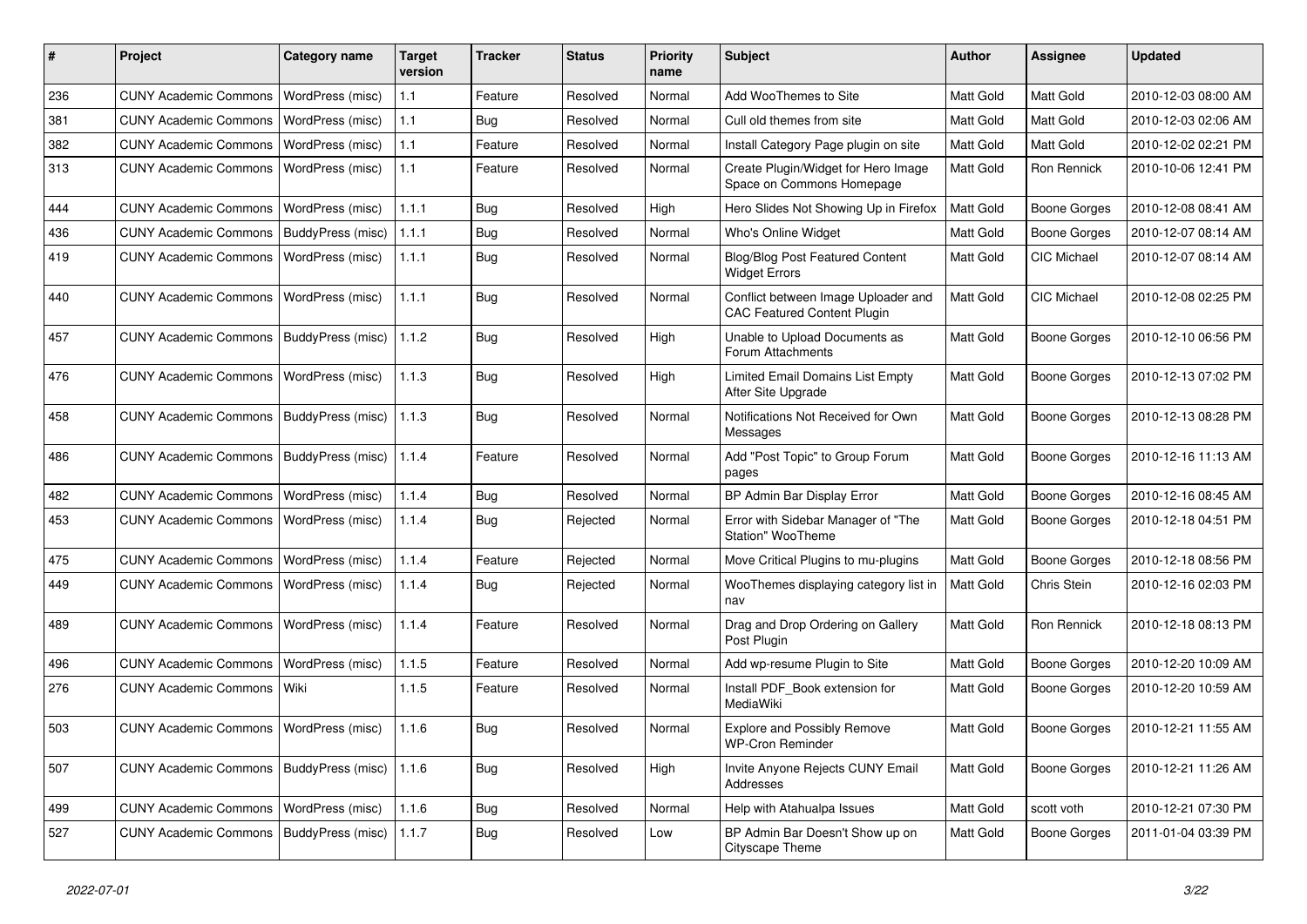| # | Project | Category name | Target version | Tracker | Status | Priority name | Subject | Author | Assignee | Updated |
|---|---|---|---|---|---|---|---|---|---|---|
| 236 | CUNY Academic Commons | WordPress (misc) | 1.1 | Feature | Resolved | Normal | Add WooThemes to Site | Matt Gold | Matt Gold | 2010-12-03 08:00 AM |
| 381 | CUNY Academic Commons | WordPress (misc) | 1.1 | Bug | Resolved | Normal | Cull old themes from site | Matt Gold | Matt Gold | 2010-12-03 02:06 AM |
| 382 | CUNY Academic Commons | WordPress (misc) | 1.1 | Feature | Resolved | Normal | Install Category Page plugin on site | Matt Gold | Matt Gold | 2010-12-02 02:21 PM |
| 313 | CUNY Academic Commons | WordPress (misc) | 1.1 | Feature | Resolved | Normal | Create Plugin/Widget for Hero Image Space on Commons Homepage | Matt Gold | Ron Rennick | 2010-10-06 12:41 PM |
| 444 | CUNY Academic Commons | WordPress (misc) | 1.1.1 | Bug | Resolved | High | Hero Slides Not Showing Up in Firefox | Matt Gold | Boone Gorges | 2010-12-08 08:41 AM |
| 436 | CUNY Academic Commons | BuddyPress (misc) | 1.1.1 | Bug | Resolved | Normal | Who's Online Widget | Matt Gold | Boone Gorges | 2010-12-07 08:14 AM |
| 419 | CUNY Academic Commons | WordPress (misc) | 1.1.1 | Bug | Resolved | Normal | Blog/Blog Post Featured Content Widget Errors | Matt Gold | CIC Michael | 2010-12-07 08:14 AM |
| 440 | CUNY Academic Commons | WordPress (misc) | 1.1.1 | Bug | Resolved | Normal | Conflict between Image Uploader and CAC Featured Content Plugin | Matt Gold | CIC Michael | 2010-12-08 02:25 PM |
| 457 | CUNY Academic Commons | BuddyPress (misc) | 1.1.2 | Bug | Resolved | High | Unable to Upload Documents as Forum Attachments | Matt Gold | Boone Gorges | 2010-12-10 06:56 PM |
| 476 | CUNY Academic Commons | WordPress (misc) | 1.1.3 | Bug | Resolved | High | Limited Email Domains List Empty After Site Upgrade | Matt Gold | Boone Gorges | 2010-12-13 07:02 PM |
| 458 | CUNY Academic Commons | BuddyPress (misc) | 1.1.3 | Bug | Resolved | Normal | Notifications Not Received for Own Messages | Matt Gold | Boone Gorges | 2010-12-13 08:28 PM |
| 486 | CUNY Academic Commons | BuddyPress (misc) | 1.1.4 | Feature | Resolved | Normal | Add "Post Topic" to Group Forum pages | Matt Gold | Boone Gorges | 2010-12-16 11:13 AM |
| 482 | CUNY Academic Commons | WordPress (misc) | 1.1.4 | Bug | Resolved | Normal | BP Admin Bar Display Error | Matt Gold | Boone Gorges | 2010-12-16 08:45 AM |
| 453 | CUNY Academic Commons | WordPress (misc) | 1.1.4 | Bug | Rejected | Normal | Error with Sidebar Manager of "The Station" WooTheme | Matt Gold | Boone Gorges | 2010-12-18 04:51 PM |
| 475 | CUNY Academic Commons | WordPress (misc) | 1.1.4 | Feature | Rejected | Normal | Move Critical Plugins to mu-plugins | Matt Gold | Boone Gorges | 2010-12-18 08:56 PM |
| 449 | CUNY Academic Commons | WordPress (misc) | 1.1.4 | Bug | Rejected | Normal | WooThemes displaying category list in nav | Matt Gold | Chris Stein | 2010-12-16 02:03 PM |
| 489 | CUNY Academic Commons | WordPress (misc) | 1.1.4 | Feature | Resolved | Normal | Drag and Drop Ordering on Gallery Post Plugin | Matt Gold | Ron Rennick | 2010-12-18 08:13 PM |
| 496 | CUNY Academic Commons | WordPress (misc) | 1.1.5 | Feature | Resolved | Normal | Add wp-resume Plugin to Site | Matt Gold | Boone Gorges | 2010-12-20 10:09 AM |
| 276 | CUNY Academic Commons | Wiki | 1.1.5 | Feature | Resolved | Normal | Install PDF_Book extension for MediaWiki | Matt Gold | Boone Gorges | 2010-12-20 10:59 AM |
| 503 | CUNY Academic Commons | WordPress (misc) | 1.1.6 | Bug | Resolved | Normal | Explore and Possibly Remove WP-Cron Reminder | Matt Gold | Boone Gorges | 2010-12-21 11:55 AM |
| 507 | CUNY Academic Commons | BuddyPress (misc) | 1.1.6 | Bug | Resolved | High | Invite Anyone Rejects CUNY Email Addresses | Matt Gold | Boone Gorges | 2010-12-21 11:26 AM |
| 499 | CUNY Academic Commons | WordPress (misc) | 1.1.6 | Bug | Resolved | Normal | Help with Atahualpa Issues | Matt Gold | scott voth | 2010-12-21 07:30 PM |
| 527 | CUNY Academic Commons | BuddyPress (misc) | 1.1.7 | Bug | Resolved | Low | BP Admin Bar Doesn't Show up on Cityscape Theme | Matt Gold | Boone Gorges | 2011-01-04 03:39 PM |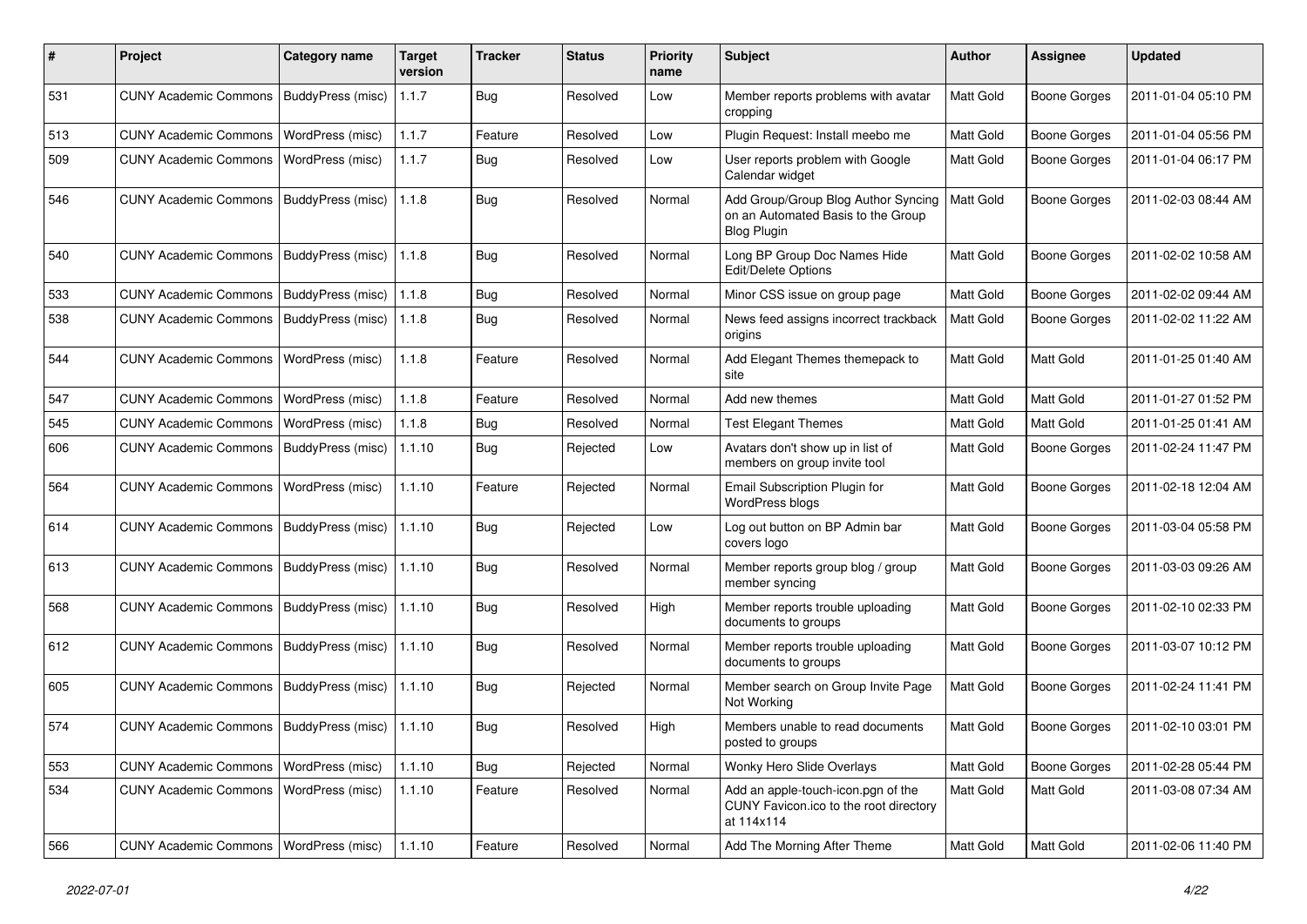| # | Project | Category name | Target version | Tracker | Status | Priority name | Subject | Author | Assignee | Updated |
|---|---|---|---|---|---|---|---|---|---|---|
| 531 | CUNY Academic Commons | BuddyPress (misc) | 1.1.7 | Bug | Resolved | Low | Member reports problems with avatar cropping | Matt Gold | Boone Gorges | 2011-01-04 05:10 PM |
| 513 | CUNY Academic Commons | WordPress (misc) | 1.1.7 | Feature | Resolved | Low | Plugin Request: Install meebo me | Matt Gold | Boone Gorges | 2011-01-04 05:56 PM |
| 509 | CUNY Academic Commons | WordPress (misc) | 1.1.7 | Bug | Resolved | Low | User reports problem with Google Calendar widget | Matt Gold | Boone Gorges | 2011-01-04 06:17 PM |
| 546 | CUNY Academic Commons | BuddyPress (misc) | 1.1.8 | Bug | Resolved | Normal | Add Group/Group Blog Author Syncing on an Automated Basis to the Group Blog Plugin | Matt Gold | Boone Gorges | 2011-02-03 08:44 AM |
| 540 | CUNY Academic Commons | BuddyPress (misc) | 1.1.8 | Bug | Resolved | Normal | Long BP Group Doc Names Hide Edit/Delete Options | Matt Gold | Boone Gorges | 2011-02-02 10:58 AM |
| 533 | CUNY Academic Commons | BuddyPress (misc) | 1.1.8 | Bug | Resolved | Normal | Minor CSS issue on group page | Matt Gold | Boone Gorges | 2011-02-02 09:44 AM |
| 538 | CUNY Academic Commons | BuddyPress (misc) | 1.1.8 | Bug | Resolved | Normal | News feed assigns incorrect trackback origins | Matt Gold | Boone Gorges | 2011-02-02 11:22 AM |
| 544 | CUNY Academic Commons | WordPress (misc) | 1.1.8 | Feature | Resolved | Normal | Add Elegant Themes themepack to site | Matt Gold | Matt Gold | 2011-01-25 01:40 AM |
| 547 | CUNY Academic Commons | WordPress (misc) | 1.1.8 | Feature | Resolved | Normal | Add new themes | Matt Gold | Matt Gold | 2011-01-27 01:52 PM |
| 545 | CUNY Academic Commons | WordPress (misc) | 1.1.8 | Bug | Resolved | Normal | Test Elegant Themes | Matt Gold | Matt Gold | 2011-01-25 01:41 AM |
| 606 | CUNY Academic Commons | BuddyPress (misc) | 1.1.10 | Bug | Rejected | Low | Avatars don't show up in list of members on group invite tool | Matt Gold | Boone Gorges | 2011-02-24 11:47 PM |
| 564 | CUNY Academic Commons | WordPress (misc) | 1.1.10 | Feature | Rejected | Normal | Email Subscription Plugin for WordPress blogs | Matt Gold | Boone Gorges | 2011-02-18 12:04 AM |
| 614 | CUNY Academic Commons | BuddyPress (misc) | 1.1.10 | Bug | Rejected | Low | Log out button on BP Admin bar covers logo | Matt Gold | Boone Gorges | 2011-03-04 05:58 PM |
| 613 | CUNY Academic Commons | BuddyPress (misc) | 1.1.10 | Bug | Resolved | Normal | Member reports group blog / group member syncing | Matt Gold | Boone Gorges | 2011-03-03 09:26 AM |
| 568 | CUNY Academic Commons | BuddyPress (misc) | 1.1.10 | Bug | Resolved | High | Member reports trouble uploading documents to groups | Matt Gold | Boone Gorges | 2011-02-10 02:33 PM |
| 612 | CUNY Academic Commons | BuddyPress (misc) | 1.1.10 | Bug | Resolved | Normal | Member reports trouble uploading documents to groups | Matt Gold | Boone Gorges | 2011-03-07 10:12 PM |
| 605 | CUNY Academic Commons | BuddyPress (misc) | 1.1.10 | Bug | Rejected | Normal | Member search on Group Invite Page Not Working | Matt Gold | Boone Gorges | 2011-02-24 11:41 PM |
| 574 | CUNY Academic Commons | BuddyPress (misc) | 1.1.10 | Bug | Resolved | High | Members unable to read documents posted to groups | Matt Gold | Boone Gorges | 2011-02-10 03:01 PM |
| 553 | CUNY Academic Commons | WordPress (misc) | 1.1.10 | Bug | Rejected | Normal | Wonky Hero Slide Overlays | Matt Gold | Boone Gorges | 2011-02-28 05:44 PM |
| 534 | CUNY Academic Commons | WordPress (misc) | 1.1.10 | Feature | Resolved | Normal | Add an apple-touch-icon.pgn of the CUNY Favicon.ico to the root directory at 114x114 | Matt Gold | Matt Gold | 2011-03-08 07:34 AM |
| 566 | CUNY Academic Commons | WordPress (misc) | 1.1.10 | Feature | Resolved | Normal | Add The Morning After Theme | Matt Gold | Matt Gold | 2011-02-06 11:40 PM |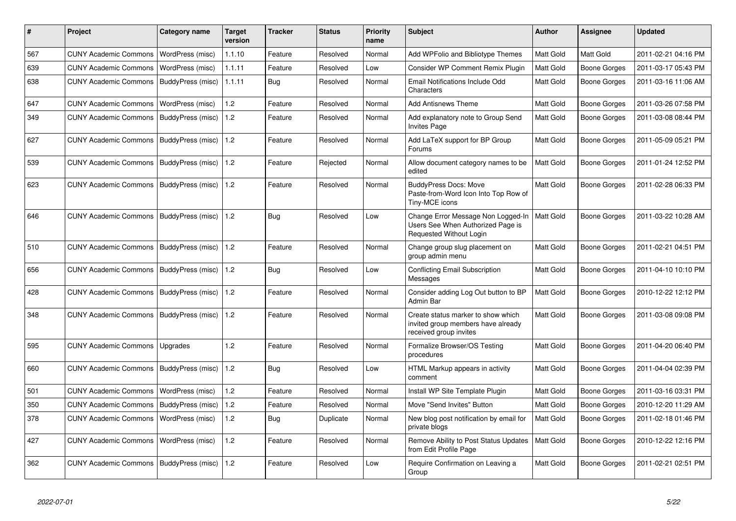| # | Project | Category name | Target version | Tracker | Status | Priority name | Subject | Author | Assignee | Updated |
|---|---|---|---|---|---|---|---|---|---|---|
| 567 | CUNY Academic Commons | WordPress (misc) | 1.1.10 | Feature | Resolved | Normal | Add WPFolio and Bibliotype Themes | Matt Gold | Matt Gold | 2011-02-21 04:16 PM |
| 639 | CUNY Academic Commons | WordPress (misc) | 1.1.11 | Feature | Resolved | Low | Consider WP Comment Remix Plugin | Matt Gold | Boone Gorges | 2011-03-17 05:43 PM |
| 638 | CUNY Academic Commons | BuddyPress (misc) | 1.1.11 | Bug | Resolved | Normal | Email Notifications Include Odd Characters | Matt Gold | Boone Gorges | 2011-03-16 11:06 AM |
| 647 | CUNY Academic Commons | WordPress (misc) | 1.2 | Feature | Resolved | Normal | Add Antisnews Theme | Matt Gold | Boone Gorges | 2011-03-26 07:58 PM |
| 349 | CUNY Academic Commons | BuddyPress (misc) | 1.2 | Feature | Resolved | Normal | Add explanatory note to Group Send Invites Page | Matt Gold | Boone Gorges | 2011-03-08 08:44 PM |
| 627 | CUNY Academic Commons | BuddyPress (misc) | 1.2 | Feature | Resolved | Normal | Add LaTeX support for BP Group Forums | Matt Gold | Boone Gorges | 2011-05-09 05:21 PM |
| 539 | CUNY Academic Commons | BuddyPress (misc) | 1.2 | Feature | Rejected | Normal | Allow document category names to be edited | Matt Gold | Boone Gorges | 2011-01-24 12:52 PM |
| 623 | CUNY Academic Commons | BuddyPress (misc) | 1.2 | Feature | Resolved | Normal | BuddyPress Docs: Move Paste-from-Word Icon Into Top Row of Tiny-MCE icons | Matt Gold | Boone Gorges | 2011-02-28 06:33 PM |
| 646 | CUNY Academic Commons | BuddyPress (misc) | 1.2 | Bug | Resolved | Low | Change Error Message Non Logged-In Users See When Authorized Page is Requested Without Login | Matt Gold | Boone Gorges | 2011-03-22 10:28 AM |
| 510 | CUNY Academic Commons | BuddyPress (misc) | 1.2 | Feature | Resolved | Normal | Change group slug placement on group admin menu | Matt Gold | Boone Gorges | 2011-02-21 04:51 PM |
| 656 | CUNY Academic Commons | BuddyPress (misc) | 1.2 | Bug | Resolved | Low | Conflicting Email Subscription Messages | Matt Gold | Boone Gorges | 2011-04-10 10:10 PM |
| 428 | CUNY Academic Commons | BuddyPress (misc) | 1.2 | Feature | Resolved | Normal | Consider adding Log Out button to BP Admin Bar | Matt Gold | Boone Gorges | 2010-12-22 12:12 PM |
| 348 | CUNY Academic Commons | BuddyPress (misc) | 1.2 | Feature | Resolved | Normal | Create status marker to show which invited group members have already received group invites | Matt Gold | Boone Gorges | 2011-03-08 09:08 PM |
| 595 | CUNY Academic Commons | Upgrades | 1.2 | Feature | Resolved | Normal | Formalize Browser/OS Testing procedures | Matt Gold | Boone Gorges | 2011-04-20 06:40 PM |
| 660 | CUNY Academic Commons | BuddyPress (misc) | 1.2 | Bug | Resolved | Low | HTML Markup appears in activity comment | Matt Gold | Boone Gorges | 2011-04-04 02:39 PM |
| 501 | CUNY Academic Commons | WordPress (misc) | 1.2 | Feature | Resolved | Normal | Install WP Site Template Plugin | Matt Gold | Boone Gorges | 2011-03-16 03:31 PM |
| 350 | CUNY Academic Commons | BuddyPress (misc) | 1.2 | Feature | Resolved | Normal | Move "Send Invites" Button | Matt Gold | Boone Gorges | 2010-12-20 11:29 AM |
| 378 | CUNY Academic Commons | WordPress (misc) | 1.2 | Bug | Duplicate | Normal | New blog post notification by email for private blogs | Matt Gold | Boone Gorges | 2011-02-18 01:46 PM |
| 427 | CUNY Academic Commons | WordPress (misc) | 1.2 | Feature | Resolved | Normal | Remove Ability to Post Status Updates from Edit Profile Page | Matt Gold | Boone Gorges | 2010-12-22 12:16 PM |
| 362 | CUNY Academic Commons | BuddyPress (misc) | 1.2 | Feature | Resolved | Low | Require Confirmation on Leaving a Group | Matt Gold | Boone Gorges | 2011-02-21 02:51 PM |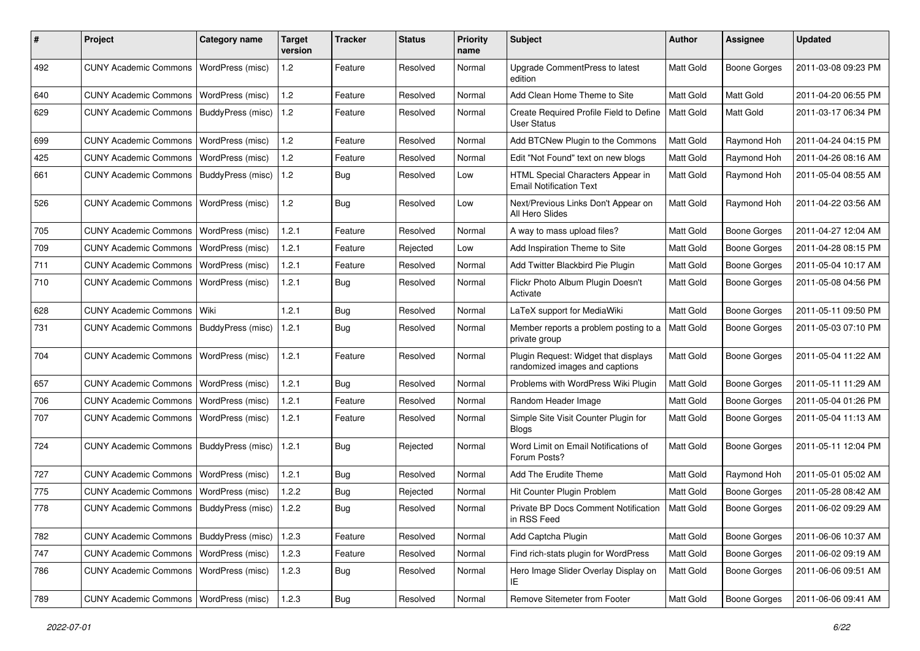| # | Project | Category name | Target version | Tracker | Status | Priority name | Subject | Author | Assignee | Updated |
|---|---|---|---|---|---|---|---|---|---|---|
| 492 | CUNY Academic Commons | WordPress (misc) | 1.2 | Feature | Resolved | Normal | Upgrade CommentPress to latest edition | Matt Gold | Boone Gorges | 2011-03-08 09:23 PM |
| 640 | CUNY Academic Commons | WordPress (misc) | 1.2 | Feature | Resolved | Normal | Add Clean Home Theme to Site | Matt Gold | Matt Gold | 2011-04-20 06:55 PM |
| 629 | CUNY Academic Commons | BuddyPress (misc) | 1.2 | Feature | Resolved | Normal | Create Required Profile Field to Define User Status | Matt Gold | Matt Gold | 2011-03-17 06:34 PM |
| 699 | CUNY Academic Commons | WordPress (misc) | 1.2 | Feature | Resolved | Normal | Add BTCNew Plugin to the Commons | Matt Gold | Raymond Hoh | 2011-04-24 04:15 PM |
| 425 | CUNY Academic Commons | WordPress (misc) | 1.2 | Feature | Resolved | Normal | Edit "Not Found" text on new blogs | Matt Gold | Raymond Hoh | 2011-04-26 08:16 AM |
| 661 | CUNY Academic Commons | BuddyPress (misc) | 1.2 | Bug | Resolved | Low | HTML Special Characters Appear in Email Notification Text | Matt Gold | Raymond Hoh | 2011-05-04 08:55 AM |
| 526 | CUNY Academic Commons | WordPress (misc) | 1.2 | Bug | Resolved | Low | Next/Previous Links Don't Appear on All Hero Slides | Matt Gold | Raymond Hoh | 2011-04-22 03:56 AM |
| 705 | CUNY Academic Commons | WordPress (misc) | 1.2.1 | Feature | Resolved | Normal | A way to mass upload files? | Matt Gold | Boone Gorges | 2011-04-27 12:04 AM |
| 709 | CUNY Academic Commons | WordPress (misc) | 1.2.1 | Feature | Rejected | Low | Add Inspiration Theme to Site | Matt Gold | Boone Gorges | 2011-04-28 08:15 PM |
| 711 | CUNY Academic Commons | WordPress (misc) | 1.2.1 | Feature | Resolved | Normal | Add Twitter Blackbird Pie Plugin | Matt Gold | Boone Gorges | 2011-05-04 10:17 AM |
| 710 | CUNY Academic Commons | WordPress (misc) | 1.2.1 | Bug | Resolved | Normal | Flickr Photo Album Plugin Doesn't Activate | Matt Gold | Boone Gorges | 2011-05-08 04:56 PM |
| 628 | CUNY Academic Commons | Wiki | 1.2.1 | Bug | Resolved | Normal | LaTeX support for MediaWiki | Matt Gold | Boone Gorges | 2011-05-11 09:50 PM |
| 731 | CUNY Academic Commons | BuddyPress (misc) | 1.2.1 | Bug | Resolved | Normal | Member reports a problem posting to a private group | Matt Gold | Boone Gorges | 2011-05-03 07:10 PM |
| 704 | CUNY Academic Commons | WordPress (misc) | 1.2.1 | Feature | Resolved | Normal | Plugin Request: Widget that displays randomized images and captions | Matt Gold | Boone Gorges | 2011-05-04 11:22 AM |
| 657 | CUNY Academic Commons | WordPress (misc) | 1.2.1 | Bug | Resolved | Normal | Problems with WordPress Wiki Plugin | Matt Gold | Boone Gorges | 2011-05-11 11:29 AM |
| 706 | CUNY Academic Commons | WordPress (misc) | 1.2.1 | Feature | Resolved | Normal | Random Header Image | Matt Gold | Boone Gorges | 2011-05-04 01:26 PM |
| 707 | CUNY Academic Commons | WordPress (misc) | 1.2.1 | Feature | Resolved | Normal | Simple Site Visit Counter Plugin for Blogs | Matt Gold | Boone Gorges | 2011-05-04 11:13 AM |
| 724 | CUNY Academic Commons | BuddyPress (misc) | 1.2.1 | Bug | Rejected | Normal | Word Limit on Email Notifications of Forum Posts? | Matt Gold | Boone Gorges | 2011-05-11 12:04 PM |
| 727 | CUNY Academic Commons | WordPress (misc) | 1.2.1 | Bug | Resolved | Normal | Add The Erudite Theme | Matt Gold | Raymond Hoh | 2011-05-01 05:02 AM |
| 775 | CUNY Academic Commons | WordPress (misc) | 1.2.2 | Bug | Rejected | Normal | Hit Counter Plugin Problem | Matt Gold | Boone Gorges | 2011-05-28 08:42 AM |
| 778 | CUNY Academic Commons | BuddyPress (misc) | 1.2.2 | Bug | Resolved | Normal | Private BP Docs Comment Notification in RSS Feed | Matt Gold | Boone Gorges | 2011-06-02 09:29 AM |
| 782 | CUNY Academic Commons | BuddyPress (misc) | 1.2.3 | Feature | Resolved | Normal | Add Captcha Plugin | Matt Gold | Boone Gorges | 2011-06-06 10:37 AM |
| 747 | CUNY Academic Commons | WordPress (misc) | 1.2.3 | Feature | Resolved | Normal | Find rich-stats plugin for WordPress | Matt Gold | Boone Gorges | 2011-06-02 09:19 AM |
| 786 | CUNY Academic Commons | WordPress (misc) | 1.2.3 | Bug | Resolved | Normal | Hero Image Slider Overlay Display on IE | Matt Gold | Boone Gorges | 2011-06-06 09:51 AM |
| 789 | CUNY Academic Commons | WordPress (misc) | 1.2.3 | Bug | Resolved | Normal | Remove Sitemeter from Footer | Matt Gold | Boone Gorges | 2011-06-06 09:41 AM |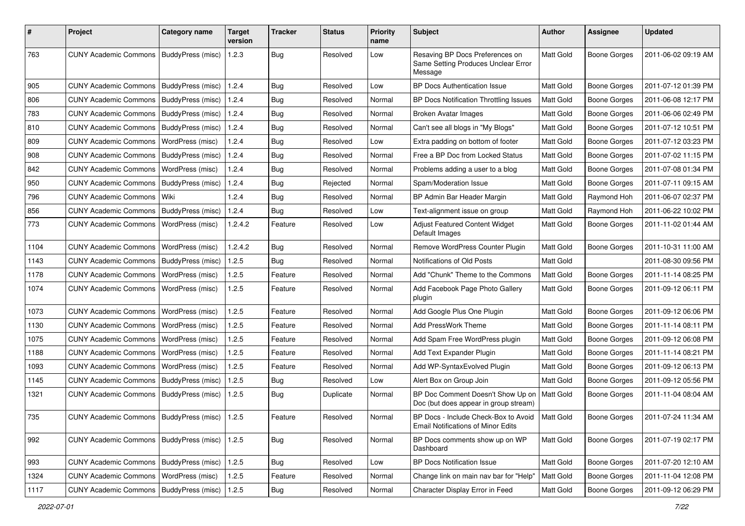| # | Project | Category name | Target version | Tracker | Status | Priority name | Subject | Author | Assignee | Updated |
|---|---|---|---|---|---|---|---|---|---|---|
| 763 | CUNY Academic Commons | BuddyPress (misc) | 1.2.3 | Bug | Resolved | Low | Resaving BP Docs Preferences on Same Setting Produces Unclear Error Message | Matt Gold | Boone Gorges | 2011-06-02 09:19 AM |
| 905 | CUNY Academic Commons | BuddyPress (misc) | 1.2.4 | Bug | Resolved | Low | BP Docs Authentication Issue | Matt Gold | Boone Gorges | 2011-07-12 01:39 PM |
| 806 | CUNY Academic Commons | BuddyPress (misc) | 1.2.4 | Bug | Resolved | Normal | BP Docs Notification Throttling Issues | Matt Gold | Boone Gorges | 2011-06-08 12:17 PM |
| 783 | CUNY Academic Commons | BuddyPress (misc) | 1.2.4 | Bug | Resolved | Normal | Broken Avatar Images | Matt Gold | Boone Gorges | 2011-06-06 02:49 PM |
| 810 | CUNY Academic Commons | BuddyPress (misc) | 1.2.4 | Bug | Resolved | Normal | Can't see all blogs in "My Blogs" | Matt Gold | Boone Gorges | 2011-07-12 10:51 PM |
| 809 | CUNY Academic Commons | WordPress (misc) | 1.2.4 | Bug | Resolved | Low | Extra padding on bottom of footer | Matt Gold | Boone Gorges | 2011-07-12 03:23 PM |
| 908 | CUNY Academic Commons | BuddyPress (misc) | 1.2.4 | Bug | Resolved | Normal | Free a BP Doc from Locked Status | Matt Gold | Boone Gorges | 2011-07-02 11:15 PM |
| 842 | CUNY Academic Commons | WordPress (misc) | 1.2.4 | Bug | Resolved | Normal | Problems adding a user to a blog | Matt Gold | Boone Gorges | 2011-07-08 01:34 PM |
| 950 | CUNY Academic Commons | BuddyPress (misc) | 1.2.4 | Bug | Rejected | Normal | Spam/Moderation Issue | Matt Gold | Boone Gorges | 2011-07-11 09:15 AM |
| 796 | CUNY Academic Commons | Wiki | 1.2.4 | Bug | Resolved | Normal | BP Admin Bar Header Margin | Matt Gold | Raymond Hoh | 2011-06-07 02:37 PM |
| 856 | CUNY Academic Commons | BuddyPress (misc) | 1.2.4 | Bug | Resolved | Low | Text-alignment issue on group | Matt Gold | Raymond Hoh | 2011-06-22 10:02 PM |
| 773 | CUNY Academic Commons | WordPress (misc) | 1.2.4.2 | Feature | Resolved | Low | Adjust Featured Content Widget Default Images | Matt Gold | Boone Gorges | 2011-11-02 01:44 AM |
| 1104 | CUNY Academic Commons | WordPress (misc) | 1.2.4.2 | Bug | Resolved | Normal | Remove WordPress Counter Plugin | Matt Gold | Boone Gorges | 2011-10-31 11:00 AM |
| 1143 | CUNY Academic Commons | BuddyPress (misc) | 1.2.5 | Bug | Resolved | Normal | Notifications of Old Posts | Matt Gold | | 2011-08-30 09:56 PM |
| 1178 | CUNY Academic Commons | WordPress (misc) | 1.2.5 | Feature | Resolved | Normal | Add "Chunk" Theme to the Commons | Matt Gold | Boone Gorges | 2011-11-14 08:25 PM |
| 1074 | CUNY Academic Commons | WordPress (misc) | 1.2.5 | Feature | Resolved | Normal | Add Facebook Page Photo Gallery plugin | Matt Gold | Boone Gorges | 2011-09-12 06:11 PM |
| 1073 | CUNY Academic Commons | WordPress (misc) | 1.2.5 | Feature | Resolved | Normal | Add Google Plus One Plugin | Matt Gold | Boone Gorges | 2011-09-12 06:06 PM |
| 1130 | CUNY Academic Commons | WordPress (misc) | 1.2.5 | Feature | Resolved | Normal | Add PressWork Theme | Matt Gold | Boone Gorges | 2011-11-14 08:11 PM |
| 1075 | CUNY Academic Commons | WordPress (misc) | 1.2.5 | Feature | Resolved | Normal | Add Spam Free WordPress plugin | Matt Gold | Boone Gorges | 2011-09-12 06:08 PM |
| 1188 | CUNY Academic Commons | WordPress (misc) | 1.2.5 | Feature | Resolved | Normal | Add Text Expander Plugin | Matt Gold | Boone Gorges | 2011-11-14 08:21 PM |
| 1093 | CUNY Academic Commons | WordPress (misc) | 1.2.5 | Feature | Resolved | Normal | Add WP-SyntaxEvolved Plugin | Matt Gold | Boone Gorges | 2011-09-12 06:13 PM |
| 1145 | CUNY Academic Commons | BuddyPress (misc) | 1.2.5 | Bug | Resolved | Low | Alert Box on Group Join | Matt Gold | Boone Gorges | 2011-09-12 05:56 PM |
| 1321 | CUNY Academic Commons | BuddyPress (misc) | 1.2.5 | Bug | Duplicate | Normal | BP Doc Comment Doesn't Show Up on Doc (but does appear in group stream) | Matt Gold | Boone Gorges | 2011-11-04 08:04 AM |
| 735 | CUNY Academic Commons | BuddyPress (misc) | 1.2.5 | Feature | Resolved | Normal | BP Docs - Include Check-Box to Avoid Email Notifications of Minor Edits | Matt Gold | Boone Gorges | 2011-07-24 11:34 AM |
| 992 | CUNY Academic Commons | BuddyPress (misc) | 1.2.5 | Bug | Resolved | Normal | BP Docs comments show up on WP Dashboard | Matt Gold | Boone Gorges | 2011-07-19 02:17 PM |
| 993 | CUNY Academic Commons | BuddyPress (misc) | 1.2.5 | Bug | Resolved | Low | BP Docs Notification Issue | Matt Gold | Boone Gorges | 2011-07-20 12:10 AM |
| 1324 | CUNY Academic Commons | WordPress (misc) | 1.2.5 | Feature | Resolved | Normal | Change link on main nav bar for "Help" | Matt Gold | Boone Gorges | 2011-11-04 12:08 PM |
| 1117 | CUNY Academic Commons | BuddyPress (misc) | 1.2.5 | Bug | Resolved | Normal | Character Display Error in Feed | Matt Gold | Boone Gorges | 2011-09-12 06:29 PM |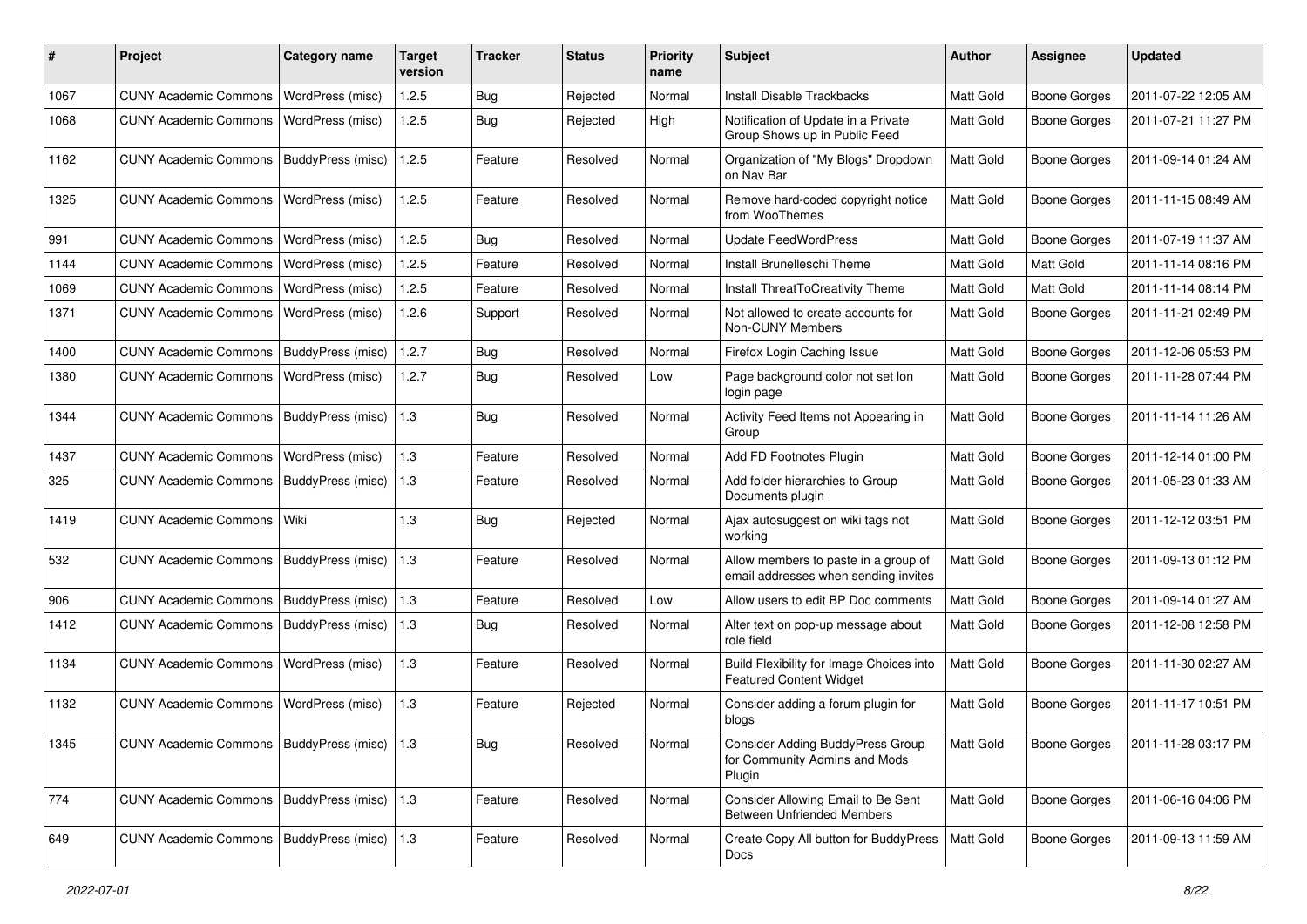| # | Project | Category name | Target version | Tracker | Status | Priority name | Subject | Author | Assignee | Updated |
|---|---|---|---|---|---|---|---|---|---|---|
| 1067 | CUNY Academic Commons | WordPress (misc) | 1.2.5 | Bug | Rejected | Normal | Install Disable Trackbacks | Matt Gold | Boone Gorges | 2011-07-22 12:05 AM |
| 1068 | CUNY Academic Commons | WordPress (misc) | 1.2.5 | Bug | Rejected | High | Notification of Update in a Private Group Shows up in Public Feed | Matt Gold | Boone Gorges | 2011-07-21 11:27 PM |
| 1162 | CUNY Academic Commons | BuddyPress (misc) | 1.2.5 | Feature | Resolved | Normal | Organization of "My Blogs" Dropdown on Nav Bar | Matt Gold | Boone Gorges | 2011-09-14 01:24 AM |
| 1325 | CUNY Academic Commons | WordPress (misc) | 1.2.5 | Feature | Resolved | Normal | Remove hard-coded copyright notice from WooThemes | Matt Gold | Boone Gorges | 2011-11-15 08:49 AM |
| 991 | CUNY Academic Commons | WordPress (misc) | 1.2.5 | Bug | Resolved | Normal | Update FeedWordPress | Matt Gold | Boone Gorges | 2011-07-19 11:37 AM |
| 1144 | CUNY Academic Commons | WordPress (misc) | 1.2.5 | Feature | Resolved | Normal | Install Brunelleschi Theme | Matt Gold | Matt Gold | 2011-11-14 08:16 PM |
| 1069 | CUNY Academic Commons | WordPress (misc) | 1.2.5 | Feature | Resolved | Normal | Install ThreatToCreativity Theme | Matt Gold | Matt Gold | 2011-11-14 08:14 PM |
| 1371 | CUNY Academic Commons | WordPress (misc) | 1.2.6 | Support | Resolved | Normal | Not allowed to create accounts for Non-CUNY Members | Matt Gold | Boone Gorges | 2011-11-21 02:49 PM |
| 1400 | CUNY Academic Commons | BuddyPress (misc) | 1.2.7 | Bug | Resolved | Normal | Firefox Login Caching Issue | Matt Gold | Boone Gorges | 2011-12-06 05:53 PM |
| 1380 | CUNY Academic Commons | WordPress (misc) | 1.2.7 | Bug | Resolved | Low | Page background color not set lon login page | Matt Gold | Boone Gorges | 2011-11-28 07:44 PM |
| 1344 | CUNY Academic Commons | BuddyPress (misc) | 1.3 | Bug | Resolved | Normal | Activity Feed Items not Appearing in Group | Matt Gold | Boone Gorges | 2011-11-14 11:26 AM |
| 1437 | CUNY Academic Commons | WordPress (misc) | 1.3 | Feature | Resolved | Normal | Add FD Footnotes Plugin | Matt Gold | Boone Gorges | 2011-12-14 01:00 PM |
| 325 | CUNY Academic Commons | BuddyPress (misc) | 1.3 | Feature | Resolved | Normal | Add folder hierarchies to Group Documents plugin | Matt Gold | Boone Gorges | 2011-05-23 01:33 AM |
| 1419 | CUNY Academic Commons | Wiki | 1.3 | Bug | Rejected | Normal | Ajax autosuggest on wiki tags not working | Matt Gold | Boone Gorges | 2011-12-12 03:51 PM |
| 532 | CUNY Academic Commons | BuddyPress (misc) | 1.3 | Feature | Resolved | Normal | Allow members to paste in a group of email addresses when sending invites | Matt Gold | Boone Gorges | 2011-09-13 01:12 PM |
| 906 | CUNY Academic Commons | BuddyPress (misc) | 1.3 | Feature | Resolved | Low | Allow users to edit BP Doc comments | Matt Gold | Boone Gorges | 2011-09-14 01:27 AM |
| 1412 | CUNY Academic Commons | BuddyPress (misc) | 1.3 | Bug | Resolved | Normal | Alter text on pop-up message about role field | Matt Gold | Boone Gorges | 2011-12-08 12:58 PM |
| 1134 | CUNY Academic Commons | WordPress (misc) | 1.3 | Feature | Resolved | Normal | Build Flexibility for Image Choices into Featured Content Widget | Matt Gold | Boone Gorges | 2011-11-30 02:27 AM |
| 1132 | CUNY Academic Commons | WordPress (misc) | 1.3 | Feature | Rejected | Normal | Consider adding a forum plugin for blogs | Matt Gold | Boone Gorges | 2011-11-17 10:51 PM |
| 1345 | CUNY Academic Commons | BuddyPress (misc) | 1.3 | Bug | Resolved | Normal | Consider Adding BuddyPress Group for Community Admins and Mods Plugin | Matt Gold | Boone Gorges | 2011-11-28 03:17 PM |
| 774 | CUNY Academic Commons | BuddyPress (misc) | 1.3 | Feature | Resolved | Normal | Consider Allowing Email to Be Sent Between Unfriended Members | Matt Gold | Boone Gorges | 2011-06-16 04:06 PM |
| 649 | CUNY Academic Commons | BuddyPress (misc) | 1.3 | Feature | Resolved | Normal | Create Copy All button for BuddyPress Docs | Matt Gold | Boone Gorges | 2011-09-13 11:59 AM |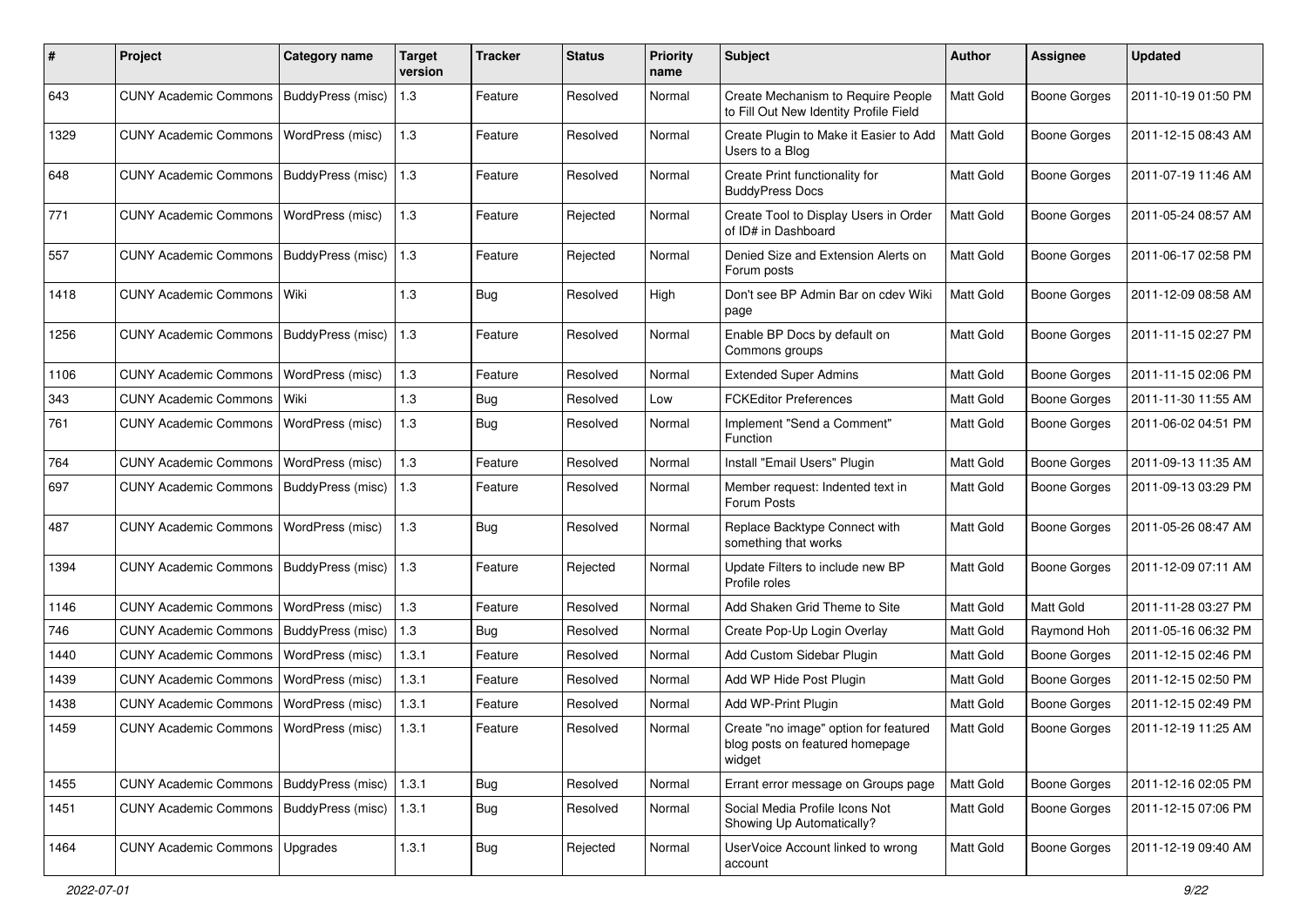| # | Project | Category name | Target version | Tracker | Status | Priority name | Subject | Author | Assignee | Updated |
|---|---|---|---|---|---|---|---|---|---|---|
| 643 | CUNY Academic Commons | BuddyPress (misc) | 1.3 | Feature | Resolved | Normal | Create Mechanism to Require People to Fill Out New Identity Profile Field | Matt Gold | Boone Gorges | 2011-10-19 01:50 PM |
| 1329 | CUNY Academic Commons | WordPress (misc) | 1.3 | Feature | Resolved | Normal | Create Plugin to Make it Easier to Add Users to a Blog | Matt Gold | Boone Gorges | 2011-12-15 08:43 AM |
| 648 | CUNY Academic Commons | BuddyPress (misc) | 1.3 | Feature | Resolved | Normal | Create Print functionality for BuddyPress Docs | Matt Gold | Boone Gorges | 2011-07-19 11:46 AM |
| 771 | CUNY Academic Commons | WordPress (misc) | 1.3 | Feature | Rejected | Normal | Create Tool to Display Users in Order of ID# in Dashboard | Matt Gold | Boone Gorges | 2011-05-24 08:57 AM |
| 557 | CUNY Academic Commons | BuddyPress (misc) | 1.3 | Feature | Rejected | Normal | Denied Size and Extension Alerts on Forum posts | Matt Gold | Boone Gorges | 2011-06-17 02:58 PM |
| 1418 | CUNY Academic Commons | Wiki | 1.3 | Bug | Resolved | High | Don't see BP Admin Bar on cdev Wiki page | Matt Gold | Boone Gorges | 2011-12-09 08:58 AM |
| 1256 | CUNY Academic Commons | BuddyPress (misc) | 1.3 | Feature | Resolved | Normal | Enable BP Docs by default on Commons groups | Matt Gold | Boone Gorges | 2011-11-15 02:27 PM |
| 1106 | CUNY Academic Commons | WordPress (misc) | 1.3 | Feature | Resolved | Normal | Extended Super Admins | Matt Gold | Boone Gorges | 2011-11-15 02:06 PM |
| 343 | CUNY Academic Commons | Wiki | 1.3 | Bug | Resolved | Low | FCKEditor Preferences | Matt Gold | Boone Gorges | 2011-11-30 11:55 AM |
| 761 | CUNY Academic Commons | WordPress (misc) | 1.3 | Bug | Resolved | Normal | Implement "Send a Comment" Function | Matt Gold | Boone Gorges | 2011-06-02 04:51 PM |
| 764 | CUNY Academic Commons | WordPress (misc) | 1.3 | Feature | Resolved | Normal | Install "Email Users" Plugin | Matt Gold | Boone Gorges | 2011-09-13 11:35 AM |
| 697 | CUNY Academic Commons | BuddyPress (misc) | 1.3 | Feature | Resolved | Normal | Member request: Indented text in Forum Posts | Matt Gold | Boone Gorges | 2011-09-13 03:29 PM |
| 487 | CUNY Academic Commons | WordPress (misc) | 1.3 | Bug | Resolved | Normal | Replace Backtype Connect with something that works | Matt Gold | Boone Gorges | 2011-05-26 08:47 AM |
| 1394 | CUNY Academic Commons | BuddyPress (misc) | 1.3 | Feature | Rejected | Normal | Update Filters to include new BP Profile roles | Matt Gold | Boone Gorges | 2011-12-09 07:11 AM |
| 1146 | CUNY Academic Commons | WordPress (misc) | 1.3 | Feature | Resolved | Normal | Add Shaken Grid Theme to Site | Matt Gold | Matt Gold | 2011-11-28 03:27 PM |
| 746 | CUNY Academic Commons | BuddyPress (misc) | 1.3 | Bug | Resolved | Normal | Create Pop-Up Login Overlay | Matt Gold | Raymond Hoh | 2011-05-16 06:32 PM |
| 1440 | CUNY Academic Commons | WordPress (misc) | 1.3.1 | Feature | Resolved | Normal | Add Custom Sidebar Plugin | Matt Gold | Boone Gorges | 2011-12-15 02:46 PM |
| 1439 | CUNY Academic Commons | WordPress (misc) | 1.3.1 | Feature | Resolved | Normal | Add WP Hide Post Plugin | Matt Gold | Boone Gorges | 2011-12-15 02:50 PM |
| 1438 | CUNY Academic Commons | WordPress (misc) | 1.3.1 | Feature | Resolved | Normal | Add WP-Print Plugin | Matt Gold | Boone Gorges | 2011-12-15 02:49 PM |
| 1459 | CUNY Academic Commons | WordPress (misc) | 1.3.1 | Feature | Resolved | Normal | Create "no image" option for featured blog posts on featured homepage widget | Matt Gold | Boone Gorges | 2011-12-19 11:25 AM |
| 1455 | CUNY Academic Commons | BuddyPress (misc) | 1.3.1 | Bug | Resolved | Normal | Errant error message on Groups page | Matt Gold | Boone Gorges | 2011-12-16 02:05 PM |
| 1451 | CUNY Academic Commons | BuddyPress (misc) | 1.3.1 | Bug | Resolved | Normal | Social Media Profile Icons Not Showing Up Automatically? | Matt Gold | Boone Gorges | 2011-12-15 07:06 PM |
| 1464 | CUNY Academic Commons | Upgrades | 1.3.1 | Bug | Rejected | Normal | UserVoice Account linked to wrong account | Matt Gold | Boone Gorges | 2011-12-19 09:40 AM |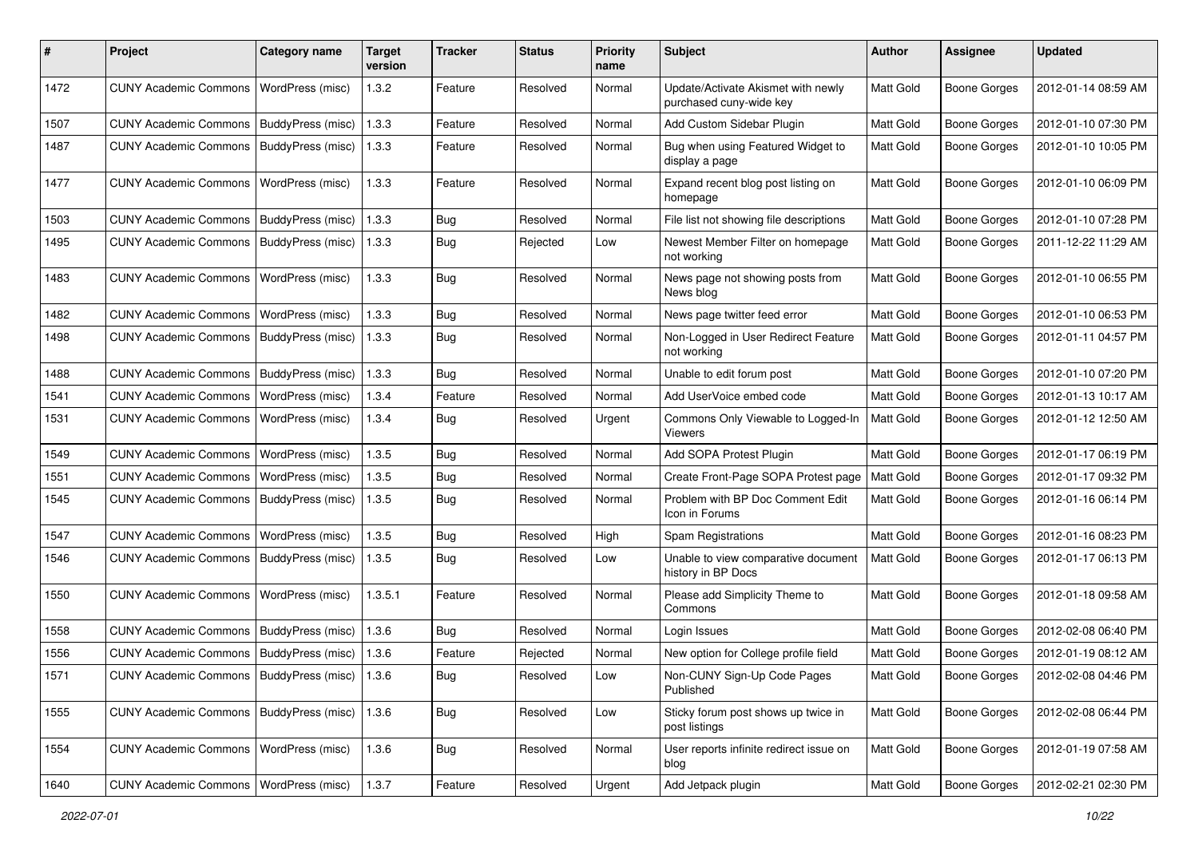| # | Project | Category name | Target version | Tracker | Status | Priority name | Subject | Author | Assignee | Updated |
|---|---|---|---|---|---|---|---|---|---|---|
| 1472 | CUNY Academic Commons | WordPress (misc) | 1.3.2 | Feature | Resolved | Normal | Update/Activate Akismet with newly purchased cuny-wide key | Matt Gold | Boone Gorges | 2012-01-14 08:59 AM |
| 1507 | CUNY Academic Commons | BuddyPress (misc) | 1.3.3 | Feature | Resolved | Normal | Add Custom Sidebar Plugin | Matt Gold | Boone Gorges | 2012-01-10 07:30 PM |
| 1487 | CUNY Academic Commons | BuddyPress (misc) | 1.3.3 | Feature | Resolved | Normal | Bug when using Featured Widget to display a page | Matt Gold | Boone Gorges | 2012-01-10 10:05 PM |
| 1477 | CUNY Academic Commons | WordPress (misc) | 1.3.3 | Feature | Resolved | Normal | Expand recent blog post listing on homepage | Matt Gold | Boone Gorges | 2012-01-10 06:09 PM |
| 1503 | CUNY Academic Commons | BuddyPress (misc) | 1.3.3 | Bug | Resolved | Normal | File list not showing file descriptions | Matt Gold | Boone Gorges | 2012-01-10 07:28 PM |
| 1495 | CUNY Academic Commons | BuddyPress (misc) | 1.3.3 | Bug | Rejected | Low | Newest Member Filter on homepage not working | Matt Gold | Boone Gorges | 2011-12-22 11:29 AM |
| 1483 | CUNY Academic Commons | WordPress (misc) | 1.3.3 | Bug | Resolved | Normal | News page not showing posts from News blog | Matt Gold | Boone Gorges | 2012-01-10 06:55 PM |
| 1482 | CUNY Academic Commons | WordPress (misc) | 1.3.3 | Bug | Resolved | Normal | News page twitter feed error | Matt Gold | Boone Gorges | 2012-01-10 06:53 PM |
| 1498 | CUNY Academic Commons | BuddyPress (misc) | 1.3.3 | Bug | Resolved | Normal | Non-Logged in User Redirect Feature not working | Matt Gold | Boone Gorges | 2012-01-11 04:57 PM |
| 1488 | CUNY Academic Commons | BuddyPress (misc) | 1.3.3 | Bug | Resolved | Normal | Unable to edit forum post | Matt Gold | Boone Gorges | 2012-01-10 07:20 PM |
| 1541 | CUNY Academic Commons | WordPress (misc) | 1.3.4 | Feature | Resolved | Normal | Add UserVoice embed code | Matt Gold | Boone Gorges | 2012-01-13 10:17 AM |
| 1531 | CUNY Academic Commons | WordPress (misc) | 1.3.4 | Bug | Resolved | Urgent | Commons Only Viewable to Logged-In Viewers | Matt Gold | Boone Gorges | 2012-01-12 12:50 AM |
| 1549 | CUNY Academic Commons | WordPress (misc) | 1.3.5 | Bug | Resolved | Normal | Add SOPA Protest Plugin | Matt Gold | Boone Gorges | 2012-01-17 06:19 PM |
| 1551 | CUNY Academic Commons | WordPress (misc) | 1.3.5 | Bug | Resolved | Normal | Create Front-Page SOPA Protest page | Matt Gold | Boone Gorges | 2012-01-17 09:32 PM |
| 1545 | CUNY Academic Commons | BuddyPress (misc) | 1.3.5 | Bug | Resolved | Normal | Problem with BP Doc Comment Edit Icon in Forums | Matt Gold | Boone Gorges | 2012-01-16 06:14 PM |
| 1547 | CUNY Academic Commons | WordPress (misc) | 1.3.5 | Bug | Resolved | High | Spam Registrations | Matt Gold | Boone Gorges | 2012-01-16 08:23 PM |
| 1546 | CUNY Academic Commons | BuddyPress (misc) | 1.3.5 | Bug | Resolved | Low | Unable to view comparative document history in BP Docs | Matt Gold | Boone Gorges | 2012-01-17 06:13 PM |
| 1550 | CUNY Academic Commons | WordPress (misc) | 1.3.5.1 | Feature | Resolved | Normal | Please add Simplicity Theme to Commons | Matt Gold | Boone Gorges | 2012-01-18 09:58 AM |
| 1558 | CUNY Academic Commons | BuddyPress (misc) | 1.3.6 | Bug | Resolved | Normal | Login Issues | Matt Gold | Boone Gorges | 2012-02-08 06:40 PM |
| 1556 | CUNY Academic Commons | BuddyPress (misc) | 1.3.6 | Feature | Rejected | Normal | New option for College profile field | Matt Gold | Boone Gorges | 2012-01-19 08:12 AM |
| 1571 | CUNY Academic Commons | BuddyPress (misc) | 1.3.6 | Bug | Resolved | Low | Non-CUNY Sign-Up Code Pages Published | Matt Gold | Boone Gorges | 2012-02-08 04:46 PM |
| 1555 | CUNY Academic Commons | BuddyPress (misc) | 1.3.6 | Bug | Resolved | Low | Sticky forum post shows up twice in post listings | Matt Gold | Boone Gorges | 2012-02-08 06:44 PM |
| 1554 | CUNY Academic Commons | WordPress (misc) | 1.3.6 | Bug | Resolved | Normal | User reports infinite redirect issue on blog | Matt Gold | Boone Gorges | 2012-01-19 07:58 AM |
| 1640 | CUNY Academic Commons | WordPress (misc) | 1.3.7 | Feature | Resolved | Urgent | Add Jetpack plugin | Matt Gold | Boone Gorges | 2012-02-21 02:30 PM |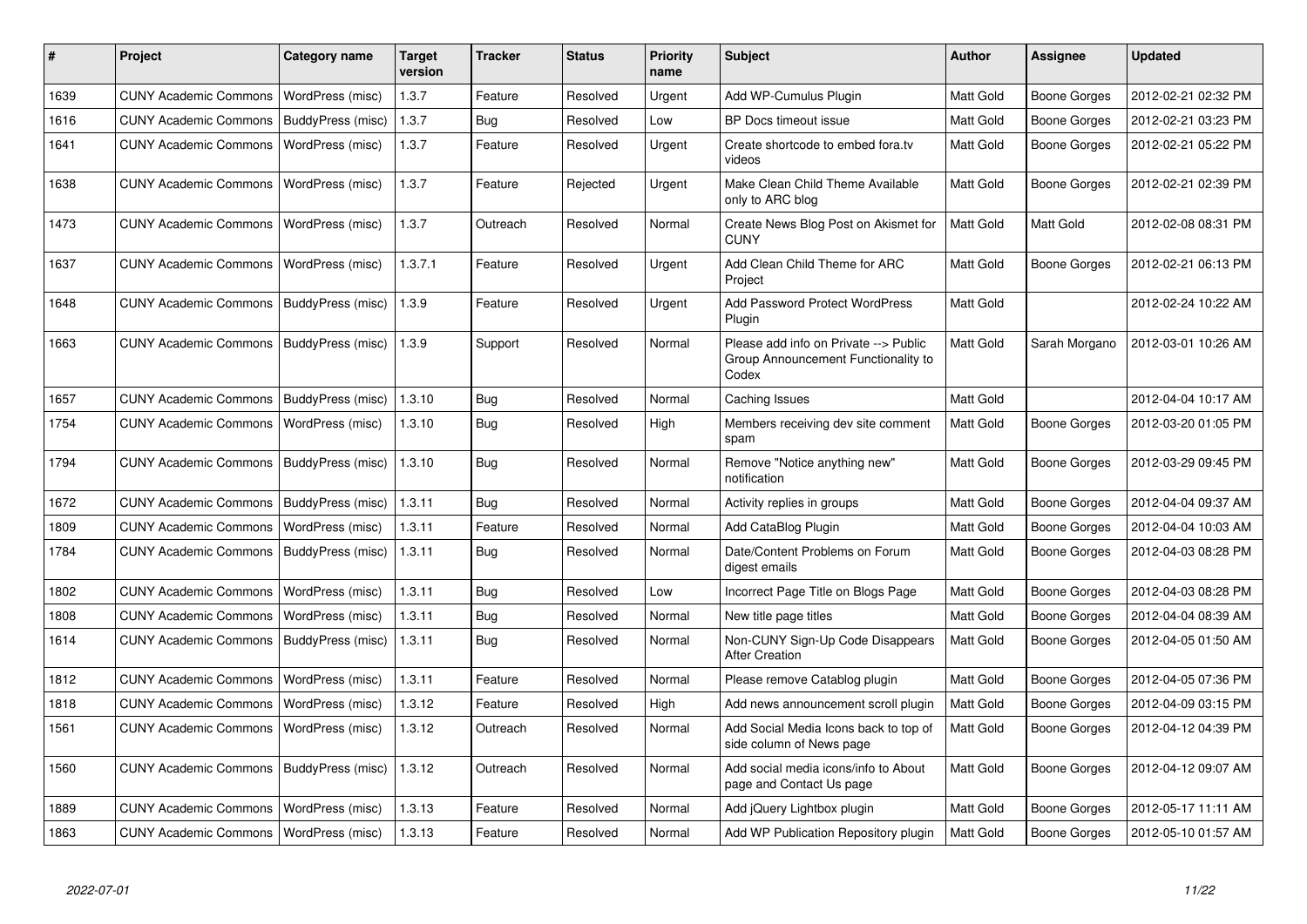| # | Project | Category name | Target version | Tracker | Status | Priority name | Subject | Author | Assignee | Updated |
|---|---|---|---|---|---|---|---|---|---|---|
| 1639 | CUNY Academic Commons | WordPress (misc) | 1.3.7 | Feature | Resolved | Urgent | Add WP-Cumulus Plugin | Matt Gold | Boone Gorges | 2012-02-21 02:32 PM |
| 1616 | CUNY Academic Commons | BuddyPress (misc) | 1.3.7 | Bug | Resolved | Low | BP Docs timeout issue | Matt Gold | Boone Gorges | 2012-02-21 03:23 PM |
| 1641 | CUNY Academic Commons | WordPress (misc) | 1.3.7 | Feature | Resolved | Urgent | Create shortcode to embed fora.tv videos | Matt Gold | Boone Gorges | 2012-02-21 05:22 PM |
| 1638 | CUNY Academic Commons | WordPress (misc) | 1.3.7 | Feature | Rejected | Urgent | Make Clean Child Theme Available only to ARC blog | Matt Gold | Boone Gorges | 2012-02-21 02:39 PM |
| 1473 | CUNY Academic Commons | WordPress (misc) | 1.3.7 | Outreach | Resolved | Normal | Create News Blog Post on Akismet for CUNY | Matt Gold | Matt Gold | 2012-02-08 08:31 PM |
| 1637 | CUNY Academic Commons | WordPress (misc) | 1.3.7.1 | Feature | Resolved | Urgent | Add Clean Child Theme for ARC Project | Matt Gold | Boone Gorges | 2012-02-21 06:13 PM |
| 1648 | CUNY Academic Commons | BuddyPress (misc) | 1.3.9 | Feature | Resolved | Urgent | Add Password Protect WordPress Plugin | Matt Gold | | 2012-02-24 10:22 AM |
| 1663 | CUNY Academic Commons | BuddyPress (misc) | 1.3.9 | Support | Resolved | Normal | Please add info on Private --> Public Group Announcement Functionality to Codex | Matt Gold | Sarah Morgano | 2012-03-01 10:26 AM |
| 1657 | CUNY Academic Commons | BuddyPress (misc) | 1.3.10 | Bug | Resolved | Normal | Caching Issues | Matt Gold | | 2012-04-04 10:17 AM |
| 1754 | CUNY Academic Commons | WordPress (misc) | 1.3.10 | Bug | Resolved | High | Members receiving dev site comment spam | Matt Gold | Boone Gorges | 2012-03-20 01:05 PM |
| 1794 | CUNY Academic Commons | BuddyPress (misc) | 1.3.10 | Bug | Resolved | Normal | Remove "Notice anything new" notification | Matt Gold | Boone Gorges | 2012-03-29 09:45 PM |
| 1672 | CUNY Academic Commons | BuddyPress (misc) | 1.3.11 | Bug | Resolved | Normal | Activity replies in groups | Matt Gold | Boone Gorges | 2012-04-04 09:37 AM |
| 1809 | CUNY Academic Commons | WordPress (misc) | 1.3.11 | Feature | Resolved | Normal | Add CataBlog Plugin | Matt Gold | Boone Gorges | 2012-04-04 10:03 AM |
| 1784 | CUNY Academic Commons | BuddyPress (misc) | 1.3.11 | Bug | Resolved | Normal | Date/Content Problems on Forum digest emails | Matt Gold | Boone Gorges | 2012-04-03 08:28 PM |
| 1802 | CUNY Academic Commons | WordPress (misc) | 1.3.11 | Bug | Resolved | Low | Incorrect Page Title on Blogs Page | Matt Gold | Boone Gorges | 2012-04-03 08:28 PM |
| 1808 | CUNY Academic Commons | WordPress (misc) | 1.3.11 | Bug | Resolved | Normal | New title page titles | Matt Gold | Boone Gorges | 2012-04-04 08:39 AM |
| 1614 | CUNY Academic Commons | BuddyPress (misc) | 1.3.11 | Bug | Resolved | Normal | Non-CUNY Sign-Up Code Disappears After Creation | Matt Gold | Boone Gorges | 2012-04-05 01:50 AM |
| 1812 | CUNY Academic Commons | WordPress (misc) | 1.3.11 | Feature | Resolved | Normal | Please remove Catablog plugin | Matt Gold | Boone Gorges | 2012-04-05 07:36 PM |
| 1818 | CUNY Academic Commons | WordPress (misc) | 1.3.12 | Feature | Resolved | High | Add news announcement scroll plugin | Matt Gold | Boone Gorges | 2012-04-09 03:15 PM |
| 1561 | CUNY Academic Commons | WordPress (misc) | 1.3.12 | Outreach | Resolved | Normal | Add Social Media Icons back to top of side column of News page | Matt Gold | Boone Gorges | 2012-04-12 04:39 PM |
| 1560 | CUNY Academic Commons | BuddyPress (misc) | 1.3.12 | Outreach | Resolved | Normal | Add social media icons/info to About page and Contact Us page | Matt Gold | Boone Gorges | 2012-04-12 09:07 AM |
| 1889 | CUNY Academic Commons | WordPress (misc) | 1.3.13 | Feature | Resolved | Normal | Add jQuery Lightbox plugin | Matt Gold | Boone Gorges | 2012-05-17 11:11 AM |
| 1863 | CUNY Academic Commons | WordPress (misc) | 1.3.13 | Feature | Resolved | Normal | Add WP Publication Repository plugin | Matt Gold | Boone Gorges | 2012-05-10 01:57 AM |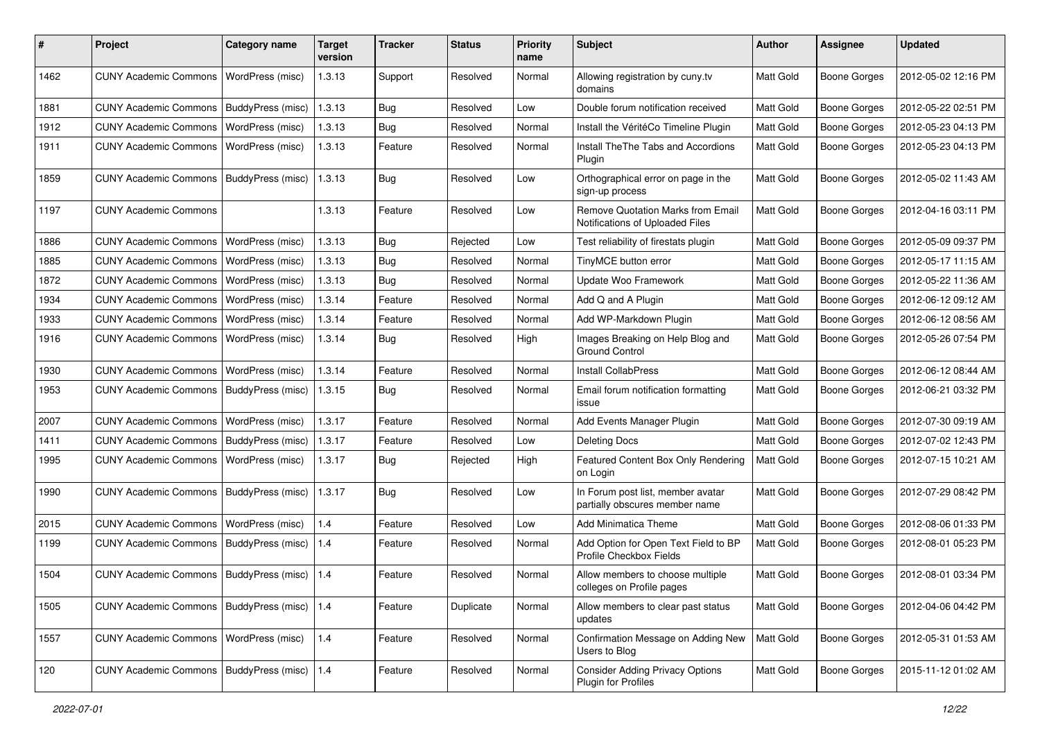| # | Project | Category name | Target version | Tracker | Status | Priority name | Subject | Author | Assignee | Updated |
| --- | --- | --- | --- | --- | --- | --- | --- | --- | --- | --- |
| 1462 | CUNY Academic Commons | WordPress (misc) | 1.3.13 | Support | Resolved | Normal | Allowing registration by cuny.tv domains | Matt Gold | Boone Gorges | 2012-05-02 12:16 PM |
| 1881 | CUNY Academic Commons | BuddyPress (misc) | 1.3.13 | Bug | Resolved | Low | Double forum notification received | Matt Gold | Boone Gorges | 2012-05-22 02:51 PM |
| 1912 | CUNY Academic Commons | WordPress (misc) | 1.3.13 | Bug | Resolved | Normal | Install the VéritéCo Timeline Plugin | Matt Gold | Boone Gorges | 2012-05-23 04:13 PM |
| 1911 | CUNY Academic Commons | WordPress (misc) | 1.3.13 | Feature | Resolved | Normal | Install TheThe Tabs and Accordions Plugin | Matt Gold | Boone Gorges | 2012-05-23 04:13 PM |
| 1859 | CUNY Academic Commons | BuddyPress (misc) | 1.3.13 | Bug | Resolved | Low | Orthographical error on page in the sign-up process | Matt Gold | Boone Gorges | 2012-05-02 11:43 AM |
| 1197 | CUNY Academic Commons | | 1.3.13 | Feature | Resolved | Low | Remove Quotation Marks from Email Notifications of Uploaded Files | Matt Gold | Boone Gorges | 2012-04-16 03:11 PM |
| 1886 | CUNY Academic Commons | WordPress (misc) | 1.3.13 | Bug | Rejected | Low | Test reliability of firestats plugin | Matt Gold | Boone Gorges | 2012-05-09 09:37 PM |
| 1885 | CUNY Academic Commons | WordPress (misc) | 1.3.13 | Bug | Resolved | Normal | TinyMCE button error | Matt Gold | Boone Gorges | 2012-05-17 11:15 AM |
| 1872 | CUNY Academic Commons | WordPress (misc) | 1.3.13 | Bug | Resolved | Normal | Update Woo Framework | Matt Gold | Boone Gorges | 2012-05-22 11:36 AM |
| 1934 | CUNY Academic Commons | WordPress (misc) | 1.3.14 | Feature | Resolved | Normal | Add Q and A Plugin | Matt Gold | Boone Gorges | 2012-06-12 09:12 AM |
| 1933 | CUNY Academic Commons | WordPress (misc) | 1.3.14 | Feature | Resolved | Normal | Add WP-Markdown Plugin | Matt Gold | Boone Gorges | 2012-06-12 08:56 AM |
| 1916 | CUNY Academic Commons | WordPress (misc) | 1.3.14 | Bug | Resolved | High | Images Breaking on Help Blog and Ground Control | Matt Gold | Boone Gorges | 2012-05-26 07:54 PM |
| 1930 | CUNY Academic Commons | WordPress (misc) | 1.3.14 | Feature | Resolved | Normal | Install CollabPress | Matt Gold | Boone Gorges | 2012-06-12 08:44 AM |
| 1953 | CUNY Academic Commons | BuddyPress (misc) | 1.3.15 | Bug | Resolved | Normal | Email forum notification formatting issue | Matt Gold | Boone Gorges | 2012-06-21 03:32 PM |
| 2007 | CUNY Academic Commons | WordPress (misc) | 1.3.17 | Feature | Resolved | Normal | Add Events Manager Plugin | Matt Gold | Boone Gorges | 2012-07-30 09:19 AM |
| 1411 | CUNY Academic Commons | BuddyPress (misc) | 1.3.17 | Feature | Resolved | Low | Deleting Docs | Matt Gold | Boone Gorges | 2012-07-02 12:43 PM |
| 1995 | CUNY Academic Commons | WordPress (misc) | 1.3.17 | Bug | Rejected | High | Featured Content Box Only Rendering on Login | Matt Gold | Boone Gorges | 2012-07-15 10:21 AM |
| 1990 | CUNY Academic Commons | BuddyPress (misc) | 1.3.17 | Bug | Resolved | Low | In Forum post list, member avatar partially obscures member name | Matt Gold | Boone Gorges | 2012-07-29 08:42 PM |
| 2015 | CUNY Academic Commons | WordPress (misc) | 1.4 | Feature | Resolved | Low | Add Minimatica Theme | Matt Gold | Boone Gorges | 2012-08-06 01:33 PM |
| 1199 | CUNY Academic Commons | BuddyPress (misc) | 1.4 | Feature | Resolved | Normal | Add Option for Open Text Field to BP Profile Checkbox Fields | Matt Gold | Boone Gorges | 2012-08-01 05:23 PM |
| 1504 | CUNY Academic Commons | BuddyPress (misc) | 1.4 | Feature | Resolved | Normal | Allow members to choose multiple colleges on Profile pages | Matt Gold | Boone Gorges | 2012-08-01 03:34 PM |
| 1505 | CUNY Academic Commons | BuddyPress (misc) | 1.4 | Feature | Duplicate | Normal | Allow members to clear past status updates | Matt Gold | Boone Gorges | 2012-04-06 04:42 PM |
| 1557 | CUNY Academic Commons | WordPress (misc) | 1.4 | Feature | Resolved | Normal | Confirmation Message on Adding New Users to Blog | Matt Gold | Boone Gorges | 2012-05-31 01:53 AM |
| 120 | CUNY Academic Commons | BuddyPress (misc) | 1.4 | Feature | Resolved | Normal | Consider Adding Privacy Options Plugin for Profiles | Matt Gold | Boone Gorges | 2015-11-12 01:02 AM |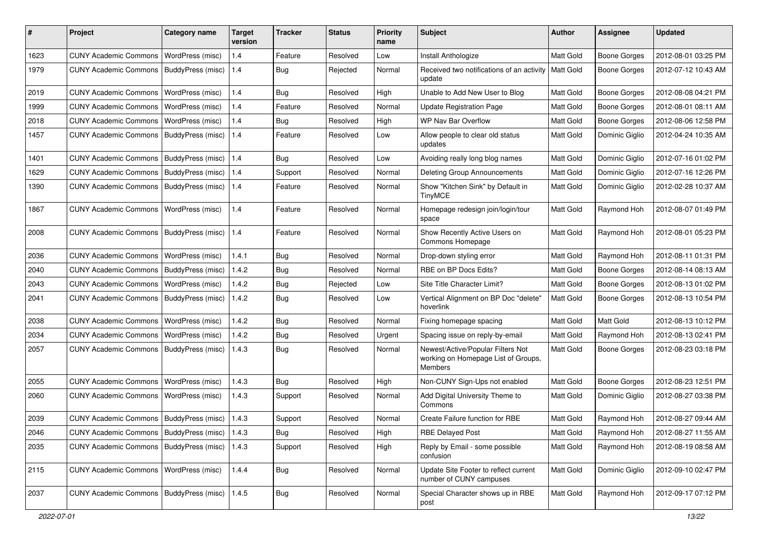| # | Project | Category name | Target version | Tracker | Status | Priority name | Subject | Author | Assignee | Updated |
|---|---|---|---|---|---|---|---|---|---|---|
| 1623 | CUNY Academic Commons | WordPress (misc) | 1.4 | Feature | Resolved | Low | Install Anthologize | Matt Gold | Boone Gorges | 2012-08-01 03:25 PM |
| 1979 | CUNY Academic Commons | BuddyPress (misc) | 1.4 | Bug | Rejected | Normal | Received two notifications of an activity update | Matt Gold | Boone Gorges | 2012-07-12 10:43 AM |
| 2019 | CUNY Academic Commons | WordPress (misc) | 1.4 | Bug | Resolved | High | Unable to Add New User to Blog | Matt Gold | Boone Gorges | 2012-08-08 04:21 PM |
| 1999 | CUNY Academic Commons | WordPress (misc) | 1.4 | Feature | Resolved | Normal | Update Registration Page | Matt Gold | Boone Gorges | 2012-08-01 08:11 AM |
| 2018 | CUNY Academic Commons | WordPress (misc) | 1.4 | Bug | Resolved | High | WP Nav Bar Overflow | Matt Gold | Boone Gorges | 2012-08-06 12:58 PM |
| 1457 | CUNY Academic Commons | BuddyPress (misc) | 1.4 | Feature | Resolved | Low | Allow people to clear old status updates | Matt Gold | Dominic Giglio | 2012-04-24 10:35 AM |
| 1401 | CUNY Academic Commons | BuddyPress (misc) | 1.4 | Bug | Resolved | Low | Avoiding really long blog names | Matt Gold | Dominic Giglio | 2012-07-16 01:02 PM |
| 1629 | CUNY Academic Commons | BuddyPress (misc) | 1.4 | Support | Resolved | Normal | Deleting Group Announcements | Matt Gold | Dominic Giglio | 2012-07-16 12:26 PM |
| 1390 | CUNY Academic Commons | BuddyPress (misc) | 1.4 | Feature | Resolved | Normal | Show "Kitchen Sink" by Default in TinyMCE | Matt Gold | Dominic Giglio | 2012-02-28 10:37 AM |
| 1867 | CUNY Academic Commons | WordPress (misc) | 1.4 | Feature | Resolved | Normal | Homepage redesign join/login/tour space | Matt Gold | Raymond Hoh | 2012-08-07 01:49 PM |
| 2008 | CUNY Academic Commons | BuddyPress (misc) | 1.4 | Feature | Resolved | Normal | Show Recently Active Users on Commons Homepage | Matt Gold | Raymond Hoh | 2012-08-01 05:23 PM |
| 2036 | CUNY Academic Commons | WordPress (misc) | 1.4.1 | Bug | Resolved | Normal | Drop-down styling error | Matt Gold | Raymond Hoh | 2012-08-11 01:31 PM |
| 2040 | CUNY Academic Commons | BuddyPress (misc) | 1.4.2 | Bug | Resolved | Normal | RBE on BP Docs Edits? | Matt Gold | Boone Gorges | 2012-08-14 08:13 AM |
| 2043 | CUNY Academic Commons | WordPress (misc) | 1.4.2 | Bug | Rejected | Low | Site Title Character Limit? | Matt Gold | Boone Gorges | 2012-08-13 01:02 PM |
| 2041 | CUNY Academic Commons | BuddyPress (misc) | 1.4.2 | Bug | Resolved | Low | Vertical Alignment on BP Doc "delete" hoverlink | Matt Gold | Boone Gorges | 2012-08-13 10:54 PM |
| 2038 | CUNY Academic Commons | WordPress (misc) | 1.4.2 | Bug | Resolved | Normal | Fixing homepage spacing | Matt Gold | Matt Gold | 2012-08-13 10:12 PM |
| 2034 | CUNY Academic Commons | WordPress (misc) | 1.4.2 | Bug | Resolved | Urgent | Spacing issue on reply-by-email | Matt Gold | Raymond Hoh | 2012-08-13 02:41 PM |
| 2057 | CUNY Academic Commons | BuddyPress (misc) | 1.4.3 | Bug | Resolved | Normal | Newest/Active/Popular Filters Not working on Homepage List of Groups, Members | Matt Gold | Boone Gorges | 2012-08-23 03:18 PM |
| 2055 | CUNY Academic Commons | WordPress (misc) | 1.4.3 | Bug | Resolved | High | Non-CUNY Sign-Ups not enabled | Matt Gold | Boone Gorges | 2012-08-23 12:51 PM |
| 2060 | CUNY Academic Commons | WordPress (misc) | 1.4.3 | Support | Resolved | Normal | Add Digital University Theme to Commons | Matt Gold | Dominic Giglio | 2012-08-27 03:38 PM |
| 2039 | CUNY Academic Commons | BuddyPress (misc) | 1.4.3 | Support | Resolved | Normal | Create Failure function for RBE | Matt Gold | Raymond Hoh | 2012-08-27 09:44 AM |
| 2046 | CUNY Academic Commons | BuddyPress (misc) | 1.4.3 | Bug | Resolved | High | RBE Delayed Post | Matt Gold | Raymond Hoh | 2012-08-27 11:55 AM |
| 2035 | CUNY Academic Commons | BuddyPress (misc) | 1.4.3 | Support | Resolved | High | Reply by Email - some possible confusion | Matt Gold | Raymond Hoh | 2012-08-19 08:58 AM |
| 2115 | CUNY Academic Commons | WordPress (misc) | 1.4.4 | Bug | Resolved | Normal | Update Site Footer to reflect current number of CUNY campuses | Matt Gold | Dominic Giglio | 2012-09-10 02:47 PM |
| 2037 | CUNY Academic Commons | BuddyPress (misc) | 1.4.5 | Bug | Resolved | Normal | Special Character shows up in RBE post | Matt Gold | Raymond Hoh | 2012-09-17 07:12 PM |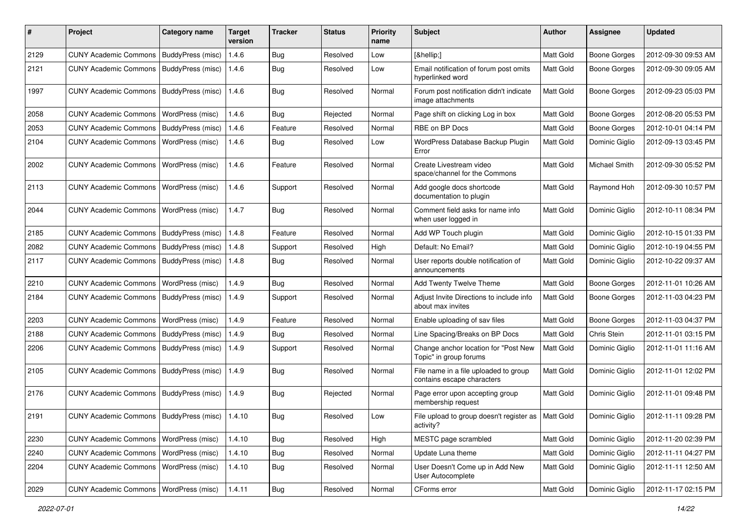| # | Project | Category name | Target version | Tracker | Status | Priority name | Subject | Author | Assignee | Updated |
|---|---|---|---|---|---|---|---|---|---|---|
| 2129 | CUNY Academic Commons | BuddyPress (misc) | 1.4.6 | Bug | Resolved | Low | [&hellip;] | Matt Gold | Boone Gorges | 2012-09-30 09:53 AM |
| 2121 | CUNY Academic Commons | BuddyPress (misc) | 1.4.6 | Bug | Resolved | Low | Email notification of forum post omits hyperlinked word | Matt Gold | Boone Gorges | 2012-09-30 09:05 AM |
| 1997 | CUNY Academic Commons | BuddyPress (misc) | 1.4.6 | Bug | Resolved | Normal | Forum post notification didn't indicate image attachments | Matt Gold | Boone Gorges | 2012-09-23 05:03 PM |
| 2058 | CUNY Academic Commons | WordPress (misc) | 1.4.6 | Bug | Rejected | Normal | Page shift on clicking Log in box | Matt Gold | Boone Gorges | 2012-08-20 05:53 PM |
| 2053 | CUNY Academic Commons | BuddyPress (misc) | 1.4.6 | Feature | Resolved | Normal | RBE on BP Docs | Matt Gold | Boone Gorges | 2012-10-01 04:14 PM |
| 2104 | CUNY Academic Commons | WordPress (misc) | 1.4.6 | Bug | Resolved | Low | WordPress Database Backup Plugin Error | Matt Gold | Dominic Giglio | 2012-09-13 03:45 PM |
| 2002 | CUNY Academic Commons | WordPress (misc) | 1.4.6 | Feature | Resolved | Normal | Create Livestream video space/channel for the Commons | Matt Gold | Michael Smith | 2012-09-30 05:52 PM |
| 2113 | CUNY Academic Commons | WordPress (misc) | 1.4.6 | Support | Resolved | Normal | Add google docs shortcode documentation to plugin | Matt Gold | Raymond Hoh | 2012-09-30 10:57 PM |
| 2044 | CUNY Academic Commons | WordPress (misc) | 1.4.7 | Bug | Resolved | Normal | Comment field asks for name info when user logged in | Matt Gold | Dominic Giglio | 2012-10-11 08:34 PM |
| 2185 | CUNY Academic Commons | BuddyPress (misc) | 1.4.8 | Feature | Resolved | Normal | Add WP Touch plugin | Matt Gold | Dominic Giglio | 2012-10-15 01:33 PM |
| 2082 | CUNY Academic Commons | BuddyPress (misc) | 1.4.8 | Support | Resolved | High | Default: No Email? | Matt Gold | Dominic Giglio | 2012-10-19 04:55 PM |
| 2117 | CUNY Academic Commons | BuddyPress (misc) | 1.4.8 | Bug | Resolved | Normal | User reports double notification of announcements | Matt Gold | Dominic Giglio | 2012-10-22 09:37 AM |
| 2210 | CUNY Academic Commons | WordPress (misc) | 1.4.9 | Bug | Resolved | Normal | Add Twenty Twelve Theme | Matt Gold | Boone Gorges | 2012-11-01 10:26 AM |
| 2184 | CUNY Academic Commons | BuddyPress (misc) | 1.4.9 | Support | Resolved | Normal | Adjust Invite Directions to include info about max invites | Matt Gold | Boone Gorges | 2012-11-03 04:23 PM |
| 2203 | CUNY Academic Commons | WordPress (misc) | 1.4.9 | Feature | Resolved | Normal | Enable uploading of sav files | Matt Gold | Boone Gorges | 2012-11-03 04:37 PM |
| 2188 | CUNY Academic Commons | BuddyPress (misc) | 1.4.9 | Bug | Resolved | Normal | Line Spacing/Breaks on BP Docs | Matt Gold | Chris Stein | 2012-11-01 03:15 PM |
| 2206 | CUNY Academic Commons | BuddyPress (misc) | 1.4.9 | Support | Resolved | Normal | Change anchor location for "Post New Topic" in group forums | Matt Gold | Dominic Giglio | 2012-11-01 11:16 AM |
| 2105 | CUNY Academic Commons | BuddyPress (misc) | 1.4.9 | Bug | Resolved | Normal | File name in a file uploaded to group contains escape characters | Matt Gold | Dominic Giglio | 2012-11-01 12:02 PM |
| 2176 | CUNY Academic Commons | BuddyPress (misc) | 1.4.9 | Bug | Rejected | Normal | Page error upon accepting group membership request | Matt Gold | Dominic Giglio | 2012-11-01 09:48 PM |
| 2191 | CUNY Academic Commons | BuddyPress (misc) | 1.4.10 | Bug | Resolved | Low | File upload to group doesn't register as activity? | Matt Gold | Dominic Giglio | 2012-11-11 09:28 PM |
| 2230 | CUNY Academic Commons | WordPress (misc) | 1.4.10 | Bug | Resolved | High | MESTC page scrambled | Matt Gold | Dominic Giglio | 2012-11-20 02:39 PM |
| 2240 | CUNY Academic Commons | WordPress (misc) | 1.4.10 | Bug | Resolved | Normal | Update Luna theme | Matt Gold | Dominic Giglio | 2012-11-11 04:27 PM |
| 2204 | CUNY Academic Commons | WordPress (misc) | 1.4.10 | Bug | Resolved | Normal | User Doesn't Come up in Add New User Autocomplete | Matt Gold | Dominic Giglio | 2012-11-11 12:50 AM |
| 2029 | CUNY Academic Commons | WordPress (misc) | 1.4.11 | Bug | Resolved | Normal | CForms error | Matt Gold | Dominic Giglio | 2012-11-17 02:15 PM |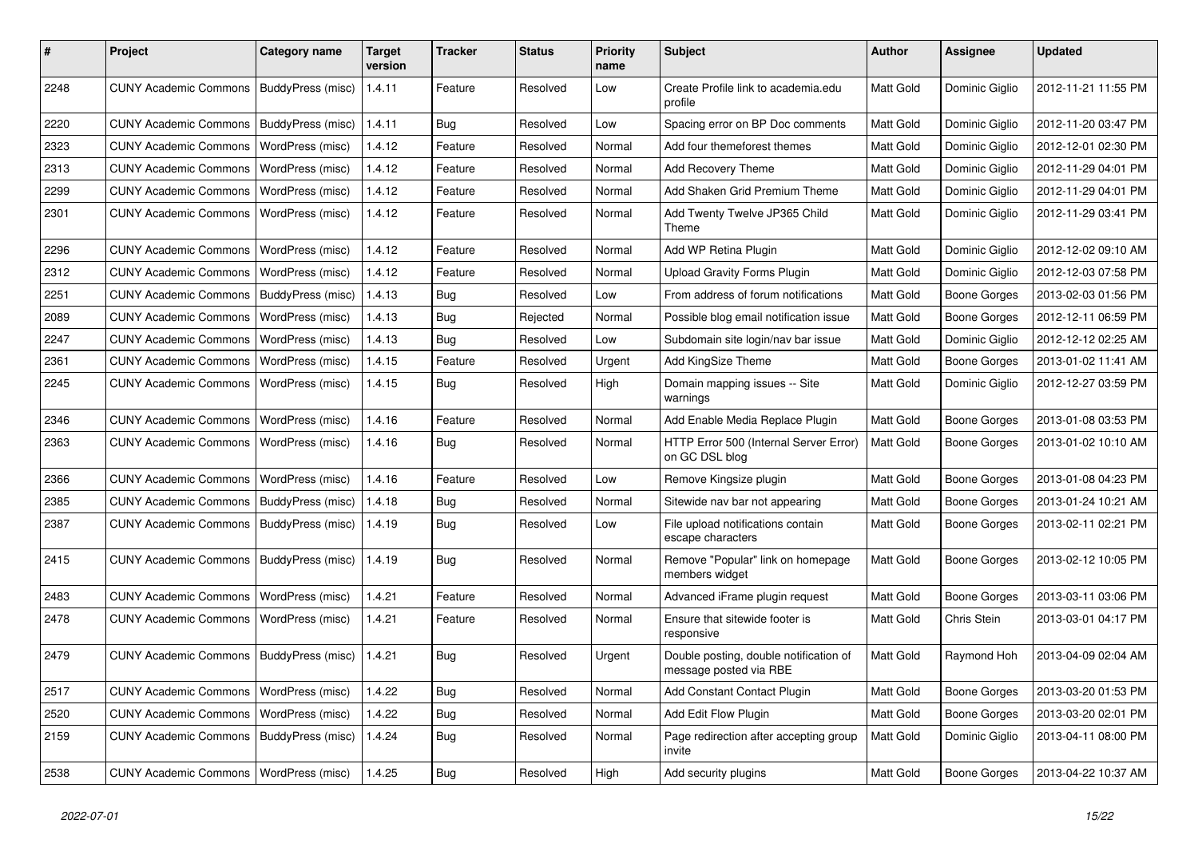| # | Project | Category name | Target version | Tracker | Status | Priority name | Subject | Author | Assignee | Updated |
|---|---|---|---|---|---|---|---|---|---|---|
| 2248 | CUNY Academic Commons | BuddyPress (misc) | 1.4.11 | Feature | Resolved | Low | Create Profile link to academia.edu profile | Matt Gold | Dominic Giglio | 2012-11-21 11:55 PM |
| 2220 | CUNY Academic Commons | BuddyPress (misc) | 1.4.11 | Bug | Resolved | Low | Spacing error on BP Doc comments | Matt Gold | Dominic Giglio | 2012-11-20 03:47 PM |
| 2323 | CUNY Academic Commons | WordPress (misc) | 1.4.12 | Feature | Resolved | Normal | Add four themeforest themes | Matt Gold | Dominic Giglio | 2012-12-01 02:30 PM |
| 2313 | CUNY Academic Commons | WordPress (misc) | 1.4.12 | Feature | Resolved | Normal | Add Recovery Theme | Matt Gold | Dominic Giglio | 2012-11-29 04:01 PM |
| 2299 | CUNY Academic Commons | WordPress (misc) | 1.4.12 | Feature | Resolved | Normal | Add Shaken Grid Premium Theme | Matt Gold | Dominic Giglio | 2012-11-29 04:01 PM |
| 2301 | CUNY Academic Commons | WordPress (misc) | 1.4.12 | Feature | Resolved | Normal | Add Twenty Twelve JP365 Child Theme | Matt Gold | Dominic Giglio | 2012-11-29 03:41 PM |
| 2296 | CUNY Academic Commons | WordPress (misc) | 1.4.12 | Feature | Resolved | Normal | Add WP Retina Plugin | Matt Gold | Dominic Giglio | 2012-12-02 09:10 AM |
| 2312 | CUNY Academic Commons | WordPress (misc) | 1.4.12 | Feature | Resolved | Normal | Upload Gravity Forms Plugin | Matt Gold | Dominic Giglio | 2012-12-03 07:58 PM |
| 2251 | CUNY Academic Commons | BuddyPress (misc) | 1.4.13 | Bug | Resolved | Low | From address of forum notifications | Matt Gold | Boone Gorges | 2013-02-03 01:56 PM |
| 2089 | CUNY Academic Commons | WordPress (misc) | 1.4.13 | Bug | Rejected | Normal | Possible blog email notification issue | Matt Gold | Boone Gorges | 2012-12-11 06:59 PM |
| 2247 | CUNY Academic Commons | WordPress (misc) | 1.4.13 | Bug | Resolved | Low | Subdomain site login/nav bar issue | Matt Gold | Dominic Giglio | 2012-12-12 02:25 AM |
| 2361 | CUNY Academic Commons | WordPress (misc) | 1.4.15 | Feature | Resolved | Urgent | Add KingSize Theme | Matt Gold | Boone Gorges | 2013-01-02 11:41 AM |
| 2245 | CUNY Academic Commons | WordPress (misc) | 1.4.15 | Bug | Resolved | High | Domain mapping issues -- Site warnings | Matt Gold | Dominic Giglio | 2012-12-27 03:59 PM |
| 2346 | CUNY Academic Commons | WordPress (misc) | 1.4.16 | Feature | Resolved | Normal | Add Enable Media Replace Plugin | Matt Gold | Boone Gorges | 2013-01-08 03:53 PM |
| 2363 | CUNY Academic Commons | WordPress (misc) | 1.4.16 | Bug | Resolved | Normal | HTTP Error 500 (Internal Server Error) on GC DSL blog | Matt Gold | Boone Gorges | 2013-01-02 10:10 AM |
| 2366 | CUNY Academic Commons | WordPress (misc) | 1.4.16 | Feature | Resolved | Low | Remove Kingsize plugin | Matt Gold | Boone Gorges | 2013-01-08 04:23 PM |
| 2385 | CUNY Academic Commons | BuddyPress (misc) | 1.4.18 | Bug | Resolved | Normal | Sitewide nav bar not appearing | Matt Gold | Boone Gorges | 2013-01-24 10:21 AM |
| 2387 | CUNY Academic Commons | BuddyPress (misc) | 1.4.19 | Bug | Resolved | Low | File upload notifications contain escape characters | Matt Gold | Boone Gorges | 2013-02-11 02:21 PM |
| 2415 | CUNY Academic Commons | BuddyPress (misc) | 1.4.19 | Bug | Resolved | Normal | Remove "Popular" link on homepage members widget | Matt Gold | Boone Gorges | 2013-02-12 10:05 PM |
| 2483 | CUNY Academic Commons | WordPress (misc) | 1.4.21 | Feature | Resolved | Normal | Advanced iFrame plugin request | Matt Gold | Boone Gorges | 2013-03-11 03:06 PM |
| 2478 | CUNY Academic Commons | WordPress (misc) | 1.4.21 | Feature | Resolved | Normal | Ensure that sitewide footer is responsive | Matt Gold | Chris Stein | 2013-03-01 04:17 PM |
| 2479 | CUNY Academic Commons | BuddyPress (misc) | 1.4.21 | Bug | Resolved | Urgent | Double posting, double notification of message posted via RBE | Matt Gold | Raymond Hoh | 2013-04-09 02:04 AM |
| 2517 | CUNY Academic Commons | WordPress (misc) | 1.4.22 | Bug | Resolved | Normal | Add Constant Contact Plugin | Matt Gold | Boone Gorges | 2013-03-20 01:53 PM |
| 2520 | CUNY Academic Commons | WordPress (misc) | 1.4.22 | Bug | Resolved | Normal | Add Edit Flow Plugin | Matt Gold | Boone Gorges | 2013-03-20 02:01 PM |
| 2159 | CUNY Academic Commons | BuddyPress (misc) | 1.4.24 | Bug | Resolved | Normal | Page redirection after accepting group invite | Matt Gold | Dominic Giglio | 2013-04-11 08:00 PM |
| 2538 | CUNY Academic Commons | WordPress (misc) | 1.4.25 | Bug | Resolved | High | Add security plugins | Matt Gold | Boone Gorges | 2013-04-22 10:37 AM |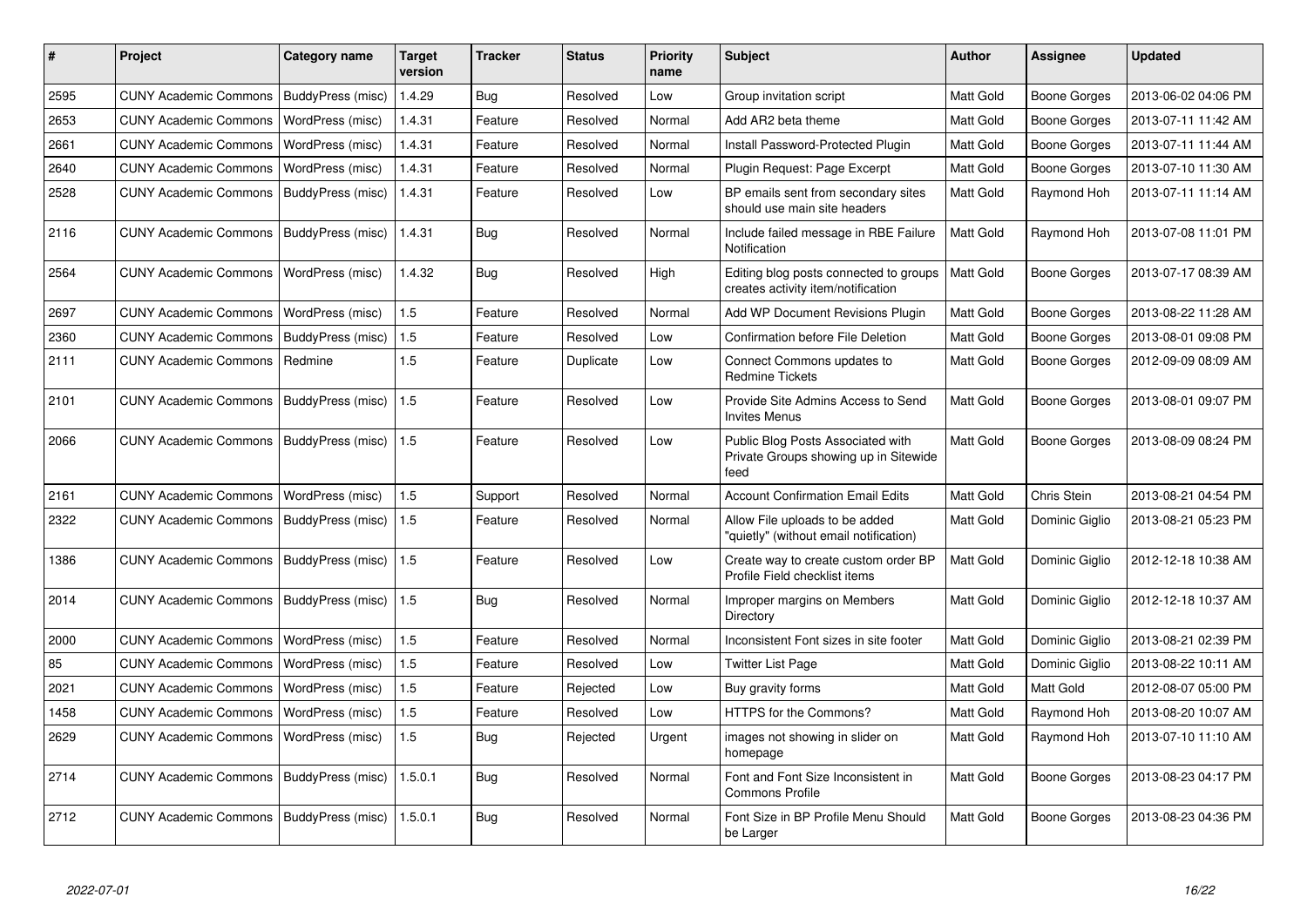| # | Project | Category name | Target version | Tracker | Status | Priority name | Subject | Author | Assignee | Updated |
|---|---|---|---|---|---|---|---|---|---|---|
| 2595 | CUNY Academic Commons | BuddyPress (misc) | 1.4.29 | Bug | Resolved | Low | Group invitation script | Matt Gold | Boone Gorges | 2013-06-02 04:06 PM |
| 2653 | CUNY Academic Commons | WordPress (misc) | 1.4.31 | Feature | Resolved | Normal | Add AR2 beta theme | Matt Gold | Boone Gorges | 2013-07-11 11:42 AM |
| 2661 | CUNY Academic Commons | WordPress (misc) | 1.4.31 | Feature | Resolved | Normal | Install Password-Protected Plugin | Matt Gold | Boone Gorges | 2013-07-11 11:44 AM |
| 2640 | CUNY Academic Commons | WordPress (misc) | 1.4.31 | Feature | Resolved | Normal | Plugin Request: Page Excerpt | Matt Gold | Boone Gorges | 2013-07-10 11:30 AM |
| 2528 | CUNY Academic Commons | BuddyPress (misc) | 1.4.31 | Feature | Resolved | Low | BP emails sent from secondary sites should use main site headers | Matt Gold | Raymond Hoh | 2013-07-11 11:14 AM |
| 2116 | CUNY Academic Commons | BuddyPress (misc) | 1.4.31 | Bug | Resolved | Normal | Include failed message in RBE Failure Notification | Matt Gold | Raymond Hoh | 2013-07-08 11:01 PM |
| 2564 | CUNY Academic Commons | WordPress (misc) | 1.4.32 | Bug | Resolved | High | Editing blog posts connected to groups creates activity item/notification | Matt Gold | Boone Gorges | 2013-07-17 08:39 AM |
| 2697 | CUNY Academic Commons | WordPress (misc) | 1.5 | Feature | Resolved | Normal | Add WP Document Revisions Plugin | Matt Gold | Boone Gorges | 2013-08-22 11:28 AM |
| 2360 | CUNY Academic Commons | BuddyPress (misc) | 1.5 | Feature | Resolved | Low | Confirmation before File Deletion | Matt Gold | Boone Gorges | 2013-08-01 09:08 PM |
| 2111 | CUNY Academic Commons | Redmine | 1.5 | Feature | Duplicate | Low | Connect Commons updates to Redmine Tickets | Matt Gold | Boone Gorges | 2012-09-09 08:09 AM |
| 2101 | CUNY Academic Commons | BuddyPress (misc) | 1.5 | Feature | Resolved | Low | Provide Site Admins Access to Send Invites Menus | Matt Gold | Boone Gorges | 2013-08-01 09:07 PM |
| 2066 | CUNY Academic Commons | BuddyPress (misc) | 1.5 | Feature | Resolved | Low | Public Blog Posts Associated with Private Groups showing up in Sitewide feed | Matt Gold | Boone Gorges | 2013-08-09 08:24 PM |
| 2161 | CUNY Academic Commons | WordPress (misc) | 1.5 | Support | Resolved | Normal | Account Confirmation Email Edits | Matt Gold | Chris Stein | 2013-08-21 04:54 PM |
| 2322 | CUNY Academic Commons | BuddyPress (misc) | 1.5 | Feature | Resolved | Normal | Allow File uploads to be added "quietly" (without email notification) | Matt Gold | Dominic Giglio | 2013-08-21 05:23 PM |
| 1386 | CUNY Academic Commons | BuddyPress (misc) | 1.5 | Feature | Resolved | Low | Create way to create custom order BP Profile Field checklist items | Matt Gold | Dominic Giglio | 2012-12-18 10:38 AM |
| 2014 | CUNY Academic Commons | BuddyPress (misc) | 1.5 | Bug | Resolved | Normal | Improper margins on Members Directory | Matt Gold | Dominic Giglio | 2012-12-18 10:37 AM |
| 2000 | CUNY Academic Commons | WordPress (misc) | 1.5 | Feature | Resolved | Normal | Inconsistent Font sizes in site footer | Matt Gold | Dominic Giglio | 2013-08-21 02:39 PM |
| 85 | CUNY Academic Commons | WordPress (misc) | 1.5 | Feature | Resolved | Low | Twitter List Page | Matt Gold | Dominic Giglio | 2013-08-22 10:11 AM |
| 2021 | CUNY Academic Commons | WordPress (misc) | 1.5 | Feature | Rejected | Low | Buy gravity forms | Matt Gold | Matt Gold | 2012-08-07 05:00 PM |
| 1458 | CUNY Academic Commons | WordPress (misc) | 1.5 | Feature | Resolved | Low | HTTPS for the Commons? | Matt Gold | Raymond Hoh | 2013-08-20 10:07 AM |
| 2629 | CUNY Academic Commons | WordPress (misc) | 1.5 | Bug | Rejected | Urgent | images not showing in slider on homepage | Matt Gold | Raymond Hoh | 2013-07-10 11:10 AM |
| 2714 | CUNY Academic Commons | BuddyPress (misc) | 1.5.0.1 | Bug | Resolved | Normal | Font and Font Size Inconsistent in Commons Profile | Matt Gold | Boone Gorges | 2013-08-23 04:17 PM |
| 2712 | CUNY Academic Commons | BuddyPress (misc) | 1.5.0.1 | Bug | Resolved | Normal | Font Size in BP Profile Menu Should be Larger | Matt Gold | Boone Gorges | 2013-08-23 04:36 PM |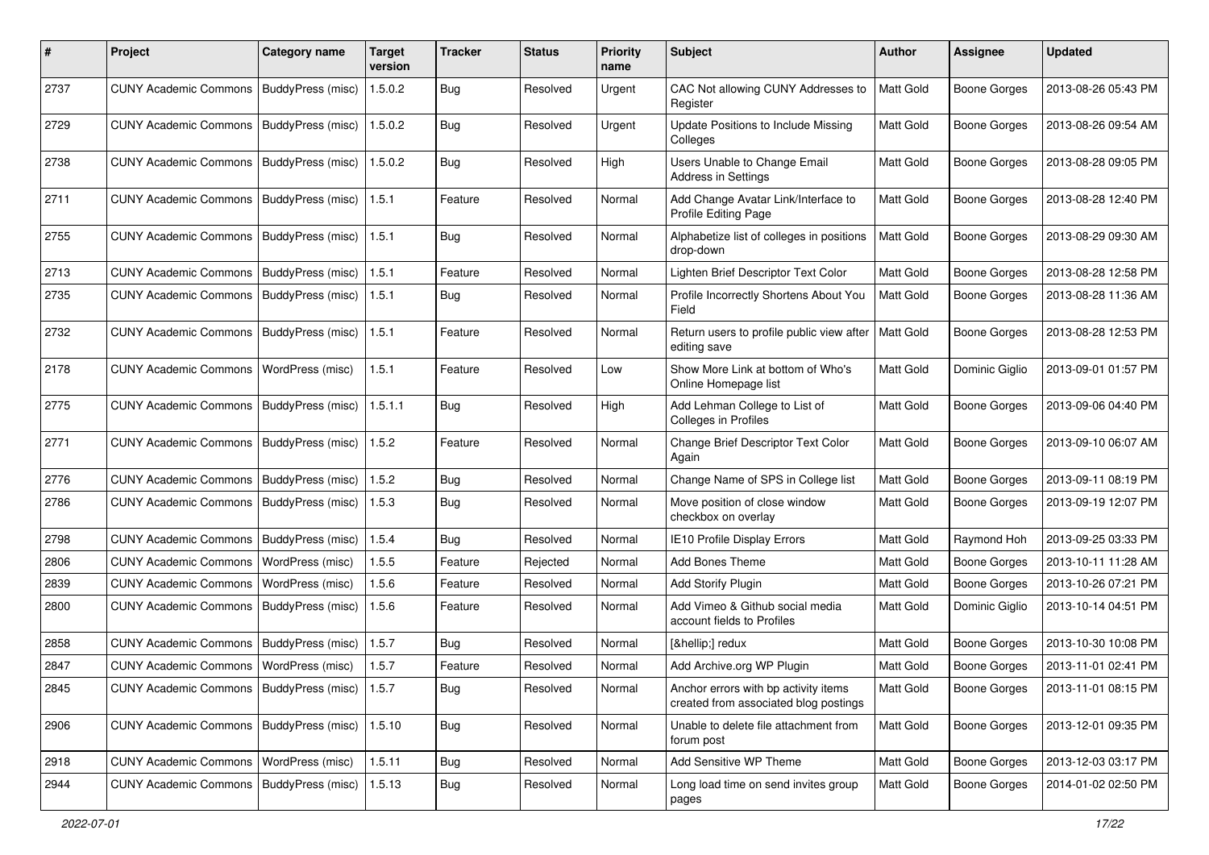| # | Project | Category name | Target version | Tracker | Status | Priority name | Subject | Author | Assignee | Updated |
|---|---|---|---|---|---|---|---|---|---|---|
| 2737 | CUNY Academic Commons | BuddyPress (misc) | 1.5.0.2 | Bug | Resolved | Urgent | CAC Not allowing CUNY Addresses to Register | Matt Gold | Boone Gorges | 2013-08-26 05:43 PM |
| 2729 | CUNY Academic Commons | BuddyPress (misc) | 1.5.0.2 | Bug | Resolved | Urgent | Update Positions to Include Missing Colleges | Matt Gold | Boone Gorges | 2013-08-26 09:54 AM |
| 2738 | CUNY Academic Commons | BuddyPress (misc) | 1.5.0.2 | Bug | Resolved | High | Users Unable to Change Email Address in Settings | Matt Gold | Boone Gorges | 2013-08-28 09:05 PM |
| 2711 | CUNY Academic Commons | BuddyPress (misc) | 1.5.1 | Feature | Resolved | Normal | Add Change Avatar Link/Interface to Profile Editing Page | Matt Gold | Boone Gorges | 2013-08-28 12:40 PM |
| 2755 | CUNY Academic Commons | BuddyPress (misc) | 1.5.1 | Bug | Resolved | Normal | Alphabetize list of colleges in positions drop-down | Matt Gold | Boone Gorges | 2013-08-29 09:30 AM |
| 2713 | CUNY Academic Commons | BuddyPress (misc) | 1.5.1 | Feature | Resolved | Normal | Lighten Brief Descriptor Text Color | Matt Gold | Boone Gorges | 2013-08-28 12:58 PM |
| 2735 | CUNY Academic Commons | BuddyPress (misc) | 1.5.1 | Bug | Resolved | Normal | Profile Incorrectly Shortens About You Field | Matt Gold | Boone Gorges | 2013-08-28 11:36 AM |
| 2732 | CUNY Academic Commons | BuddyPress (misc) | 1.5.1 | Feature | Resolved | Normal | Return users to profile public view after editing save | Matt Gold | Boone Gorges | 2013-08-28 12:53 PM |
| 2178 | CUNY Academic Commons | WordPress (misc) | 1.5.1 | Feature | Resolved | Low | Show More Link at bottom of Who's Online Homepage list | Matt Gold | Dominic Giglio | 2013-09-01 01:57 PM |
| 2775 | CUNY Academic Commons | BuddyPress (misc) | 1.5.1.1 | Bug | Resolved | High | Add Lehman College to List of Colleges in Profiles | Matt Gold | Boone Gorges | 2013-09-06 04:40 PM |
| 2771 | CUNY Academic Commons | BuddyPress (misc) | 1.5.2 | Feature | Resolved | Normal | Change Brief Descriptor Text Color Again | Matt Gold | Boone Gorges | 2013-09-10 06:07 AM |
| 2776 | CUNY Academic Commons | BuddyPress (misc) | 1.5.2 | Bug | Resolved | Normal | Change Name of SPS in College list | Matt Gold | Boone Gorges | 2013-09-11 08:19 PM |
| 2786 | CUNY Academic Commons | BuddyPress (misc) | 1.5.3 | Bug | Resolved | Normal | Move position of close window checkbox on overlay | Matt Gold | Boone Gorges | 2013-09-19 12:07 PM |
| 2798 | CUNY Academic Commons | BuddyPress (misc) | 1.5.4 | Bug | Resolved | Normal | IE10 Profile Display Errors | Matt Gold | Raymond Hoh | 2013-09-25 03:33 PM |
| 2806 | CUNY Academic Commons | WordPress (misc) | 1.5.5 | Feature | Rejected | Normal | Add Bones Theme | Matt Gold | Boone Gorges | 2013-10-11 11:28 AM |
| 2839 | CUNY Academic Commons | WordPress (misc) | 1.5.6 | Feature | Resolved | Normal | Add Storify Plugin | Matt Gold | Boone Gorges | 2013-10-26 07:21 PM |
| 2800 | CUNY Academic Commons | BuddyPress (misc) | 1.5.6 | Feature | Resolved | Normal | Add Vimeo & Github social media account fields to Profiles | Matt Gold | Dominic Giglio | 2013-10-14 04:51 PM |
| 2858 | CUNY Academic Commons | BuddyPress (misc) | 1.5.7 | Bug | Resolved | Normal | [&hellip;] redux | Matt Gold | Boone Gorges | 2013-10-30 10:08 PM |
| 2847 | CUNY Academic Commons | WordPress (misc) | 1.5.7 | Feature | Resolved | Normal | Add Archive.org WP Plugin | Matt Gold | Boone Gorges | 2013-11-01 02:41 PM |
| 2845 | CUNY Academic Commons | BuddyPress (misc) | 1.5.7 | Bug | Resolved | Normal | Anchor errors with bp activity items created from associated blog postings | Matt Gold | Boone Gorges | 2013-11-01 08:15 PM |
| 2906 | CUNY Academic Commons | BuddyPress (misc) | 1.5.10 | Bug | Resolved | Normal | Unable to delete file attachment from forum post | Matt Gold | Boone Gorges | 2013-12-01 09:35 PM |
| 2918 | CUNY Academic Commons | WordPress (misc) | 1.5.11 | Bug | Resolved | Normal | Add Sensitive WP Theme | Matt Gold | Boone Gorges | 2013-12-03 03:17 PM |
| 2944 | CUNY Academic Commons | BuddyPress (misc) | 1.5.13 | Bug | Resolved | Normal | Long load time on send invites group pages | Matt Gold | Boone Gorges | 2014-01-02 02:50 PM |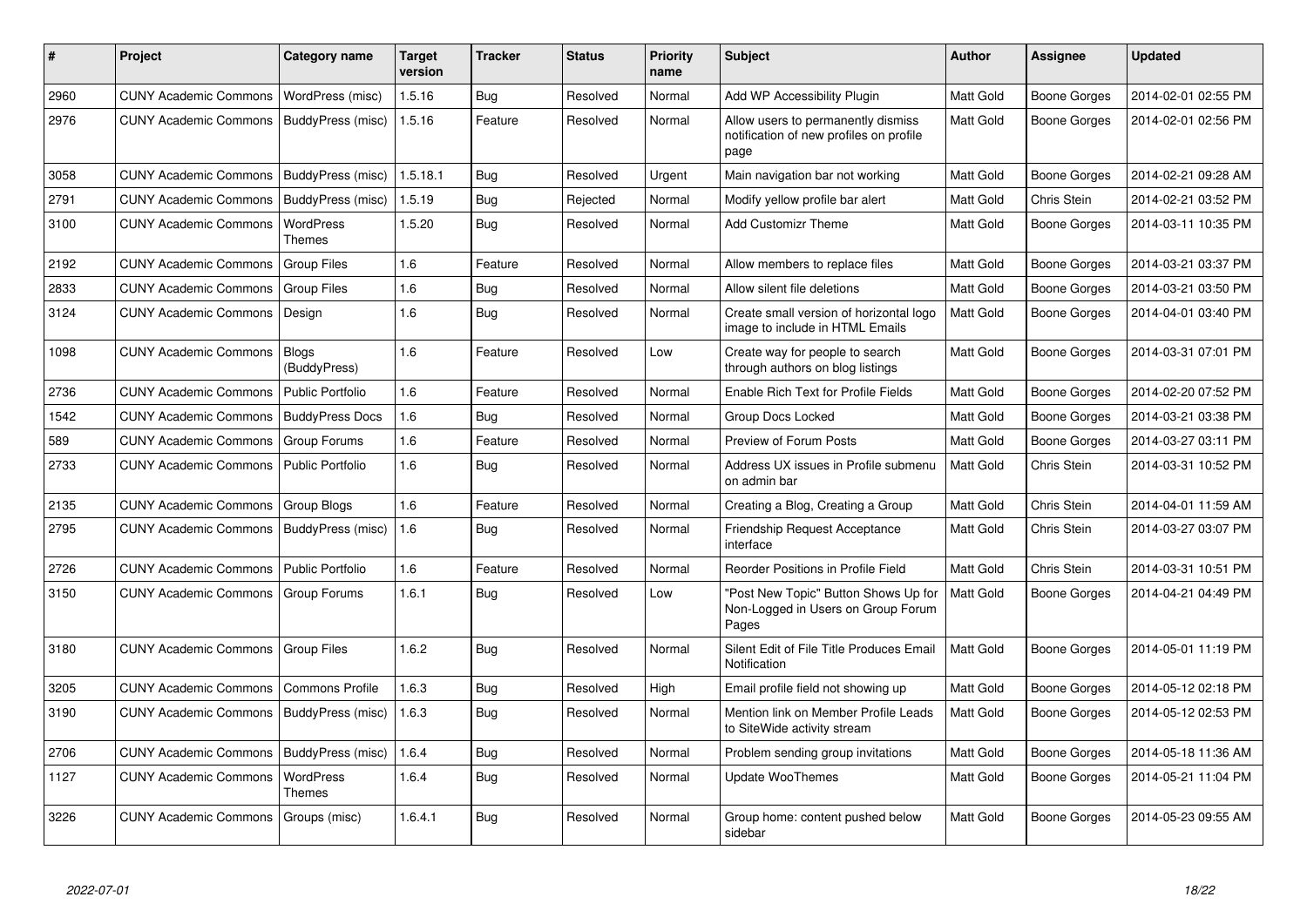| # | Project | Category name | Target version | Tracker | Status | Priority name | Subject | Author | Assignee | Updated |
|---|---|---|---|---|---|---|---|---|---|---|
| 2960 | CUNY Academic Commons | WordPress (misc) | 1.5.16 | Bug | Resolved | Normal | Add WP Accessibility Plugin | Matt Gold | Boone Gorges | 2014-02-01 02:55 PM |
| 2976 | CUNY Academic Commons | BuddyPress (misc) | 1.5.16 | Feature | Resolved | Normal | Allow users to permanently dismiss notification of new profiles on profile page | Matt Gold | Boone Gorges | 2014-02-01 02:56 PM |
| 3058 | CUNY Academic Commons | BuddyPress (misc) | 1.5.18.1 | Bug | Resolved | Urgent | Main navigation bar not working | Matt Gold | Boone Gorges | 2014-02-21 09:28 AM |
| 2791 | CUNY Academic Commons | BuddyPress (misc) | 1.5.19 | Bug | Rejected | Normal | Modify yellow profile bar alert | Matt Gold | Chris Stein | 2014-02-21 03:52 PM |
| 3100 | CUNY Academic Commons | WordPress Themes | 1.5.20 | Bug | Resolved | Normal | Add Customizr Theme | Matt Gold | Boone Gorges | 2014-03-11 10:35 PM |
| 2192 | CUNY Academic Commons | Group Files | 1.6 | Feature | Resolved | Normal | Allow members to replace files | Matt Gold | Boone Gorges | 2014-03-21 03:37 PM |
| 2833 | CUNY Academic Commons | Group Files | 1.6 | Bug | Resolved | Normal | Allow silent file deletions | Matt Gold | Boone Gorges | 2014-03-21 03:50 PM |
| 3124 | CUNY Academic Commons | Design | 1.6 | Bug | Resolved | Normal | Create small version of horizontal logo image to include in HTML Emails | Matt Gold | Boone Gorges | 2014-04-01 03:40 PM |
| 1098 | CUNY Academic Commons | Blogs (BuddyPress) | 1.6 | Feature | Resolved | Low | Create way for people to search through authors on blog listings | Matt Gold | Boone Gorges | 2014-03-31 07:01 PM |
| 2736 | CUNY Academic Commons | Public Portfolio | 1.6 | Feature | Resolved | Normal | Enable Rich Text for Profile Fields | Matt Gold | Boone Gorges | 2014-02-20 07:52 PM |
| 1542 | CUNY Academic Commons | BuddyPress Docs | 1.6 | Bug | Resolved | Normal | Group Docs Locked | Matt Gold | Boone Gorges | 2014-03-21 03:38 PM |
| 589 | CUNY Academic Commons | Group Forums | 1.6 | Feature | Resolved | Normal | Preview of Forum Posts | Matt Gold | Boone Gorges | 2014-03-27 03:11 PM |
| 2733 | CUNY Academic Commons | Public Portfolio | 1.6 | Bug | Resolved | Normal | Address UX issues in Profile submenu on admin bar | Matt Gold | Chris Stein | 2014-03-31 10:52 PM |
| 2135 | CUNY Academic Commons | Group Blogs | 1.6 | Feature | Resolved | Normal | Creating a Blog, Creating a Group | Matt Gold | Chris Stein | 2014-04-01 11:59 AM |
| 2795 | CUNY Academic Commons | BuddyPress (misc) | 1.6 | Bug | Resolved | Normal | Friendship Request Acceptance interface | Matt Gold | Chris Stein | 2014-03-27 03:07 PM |
| 2726 | CUNY Academic Commons | Public Portfolio | 1.6 | Feature | Resolved | Normal | Reorder Positions in Profile Field | Matt Gold | Chris Stein | 2014-03-31 10:51 PM |
| 3150 | CUNY Academic Commons | Group Forums | 1.6.1 | Bug | Resolved | Low | "Post New Topic" Button Shows Up for Non-Logged in Users on Group Forum Pages | Matt Gold | Boone Gorges | 2014-04-21 04:49 PM |
| 3180 | CUNY Academic Commons | Group Files | 1.6.2 | Bug | Resolved | Normal | Silent Edit of File Title Produces Email Notification | Matt Gold | Boone Gorges | 2014-05-01 11:19 PM |
| 3205 | CUNY Academic Commons | Commons Profile | 1.6.3 | Bug | Resolved | High | Email profile field not showing up | Matt Gold | Boone Gorges | 2014-05-12 02:18 PM |
| 3190 | CUNY Academic Commons | BuddyPress (misc) | 1.6.3 | Bug | Resolved | Normal | Mention link on Member Profile Leads to SiteWide activity stream | Matt Gold | Boone Gorges | 2014-05-12 02:53 PM |
| 2706 | CUNY Academic Commons | BuddyPress (misc) | 1.6.4 | Bug | Resolved | Normal | Problem sending group invitations | Matt Gold | Boone Gorges | 2014-05-18 11:36 AM |
| 1127 | CUNY Academic Commons | WordPress Themes | 1.6.4 | Bug | Resolved | Normal | Update WooThemes | Matt Gold | Boone Gorges | 2014-05-21 11:04 PM |
| 3226 | CUNY Academic Commons | Groups (misc) | 1.6.4.1 | Bug | Resolved | Normal | Group home: content pushed below sidebar | Matt Gold | Boone Gorges | 2014-05-23 09:55 AM |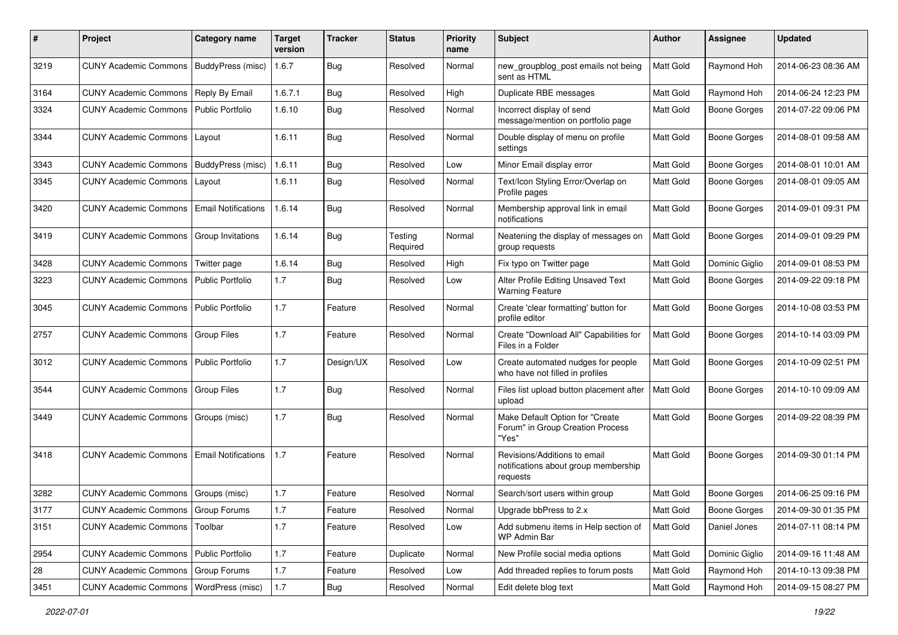| # | Project | Category name | Target version | Tracker | Status | Priority name | Subject | Author | Assignee | Updated |
|---|---|---|---|---|---|---|---|---|---|---|
| 3219 | CUNY Academic Commons | BuddyPress (misc) | 1.6.7 | Bug | Resolved | Normal | new_groupblog_post emails not being sent as HTML | Matt Gold | Raymond Hoh | 2014-06-23 08:36 AM |
| 3164 | CUNY Academic Commons | Reply By Email | 1.6.7.1 | Bug | Resolved | High | Duplicate RBE messages | Matt Gold | Raymond Hoh | 2014-06-24 12:23 PM |
| 3324 | CUNY Academic Commons | Public Portfolio | 1.6.10 | Bug | Resolved | Normal | Incorrect display of send message/mention on portfolio page | Matt Gold | Boone Gorges | 2014-07-22 09:06 PM |
| 3344 | CUNY Academic Commons | Layout | 1.6.11 | Bug | Resolved | Normal | Double display of menu on profile settings | Matt Gold | Boone Gorges | 2014-08-01 09:58 AM |
| 3343 | CUNY Academic Commons | BuddyPress (misc) | 1.6.11 | Bug | Resolved | Low | Minor Email display error | Matt Gold | Boone Gorges | 2014-08-01 10:01 AM |
| 3345 | CUNY Academic Commons | Layout | 1.6.11 | Bug | Resolved | Normal | Text/Icon Styling Error/Overlap on Profile pages | Matt Gold | Boone Gorges | 2014-08-01 09:05 AM |
| 3420 | CUNY Academic Commons | Email Notifications | 1.6.14 | Bug | Resolved | Normal | Membership approval link in email notifications | Matt Gold | Boone Gorges | 2014-09-01 09:31 PM |
| 3419 | CUNY Academic Commons | Group Invitations | 1.6.14 | Bug | Testing Required | Normal | Neatening the display of messages on group requests | Matt Gold | Boone Gorges | 2014-09-01 09:29 PM |
| 3428 | CUNY Academic Commons | Twitter page | 1.6.14 | Bug | Resolved | High | Fix typo on Twitter page | Matt Gold | Dominic Giglio | 2014-09-01 08:53 PM |
| 3223 | CUNY Academic Commons | Public Portfolio | 1.7 | Bug | Resolved | Low | Alter Profile Editing Unsaved Text Warning Feature | Matt Gold | Boone Gorges | 2014-09-22 09:18 PM |
| 3045 | CUNY Academic Commons | Public Portfolio | 1.7 | Feature | Resolved | Normal | Create 'clear formatting' button for profile editor | Matt Gold | Boone Gorges | 2014-10-08 03:53 PM |
| 2757 | CUNY Academic Commons | Group Files | 1.7 | Feature | Resolved | Normal | Create "Download All" Capabilities for Files in a Folder | Matt Gold | Boone Gorges | 2014-10-14 03:09 PM |
| 3012 | CUNY Academic Commons | Public Portfolio | 1.7 | Design/UX | Resolved | Low | Create automated nudges for people who have not filled in profiles | Matt Gold | Boone Gorges | 2014-10-09 02:51 PM |
| 3544 | CUNY Academic Commons | Group Files | 1.7 | Bug | Resolved | Normal | Files list upload button placement after upload | Matt Gold | Boone Gorges | 2014-10-10 09:09 AM |
| 3449 | CUNY Academic Commons | Groups (misc) | 1.7 | Bug | Resolved | Normal | Make Default Option for "Create Forum" in Group Creation Process "Yes" | Matt Gold | Boone Gorges | 2014-09-22 08:39 PM |
| 3418 | CUNY Academic Commons | Email Notifications | 1.7 | Feature | Resolved | Normal | Revisions/Additions to email notifications about group membership requests | Matt Gold | Boone Gorges | 2014-09-30 01:14 PM |
| 3282 | CUNY Academic Commons | Groups (misc) | 1.7 | Feature | Resolved | Normal | Search/sort users within group | Matt Gold | Boone Gorges | 2014-06-25 09:16 PM |
| 3177 | CUNY Academic Commons | Group Forums | 1.7 | Feature | Resolved | Normal | Upgrade bbPress to 2.x | Matt Gold | Boone Gorges | 2014-09-30 01:35 PM |
| 3151 | CUNY Academic Commons | Toolbar | 1.7 | Feature | Resolved | Low | Add submenu items in Help section of WP Admin Bar | Matt Gold | Daniel Jones | 2014-07-11 08:14 PM |
| 2954 | CUNY Academic Commons | Public Portfolio | 1.7 | Feature | Duplicate | Normal | New Profile social media options | Matt Gold | Dominic Giglio | 2014-09-16 11:48 AM |
| 28 | CUNY Academic Commons | Group Forums | 1.7 | Feature | Resolved | Low | Add threaded replies to forum posts | Matt Gold | Raymond Hoh | 2014-10-13 09:38 PM |
| 3451 | CUNY Academic Commons | WordPress (misc) | 1.7 | Bug | Resolved | Normal | Edit delete blog text | Matt Gold | Raymond Hoh | 2014-09-15 08:27 PM |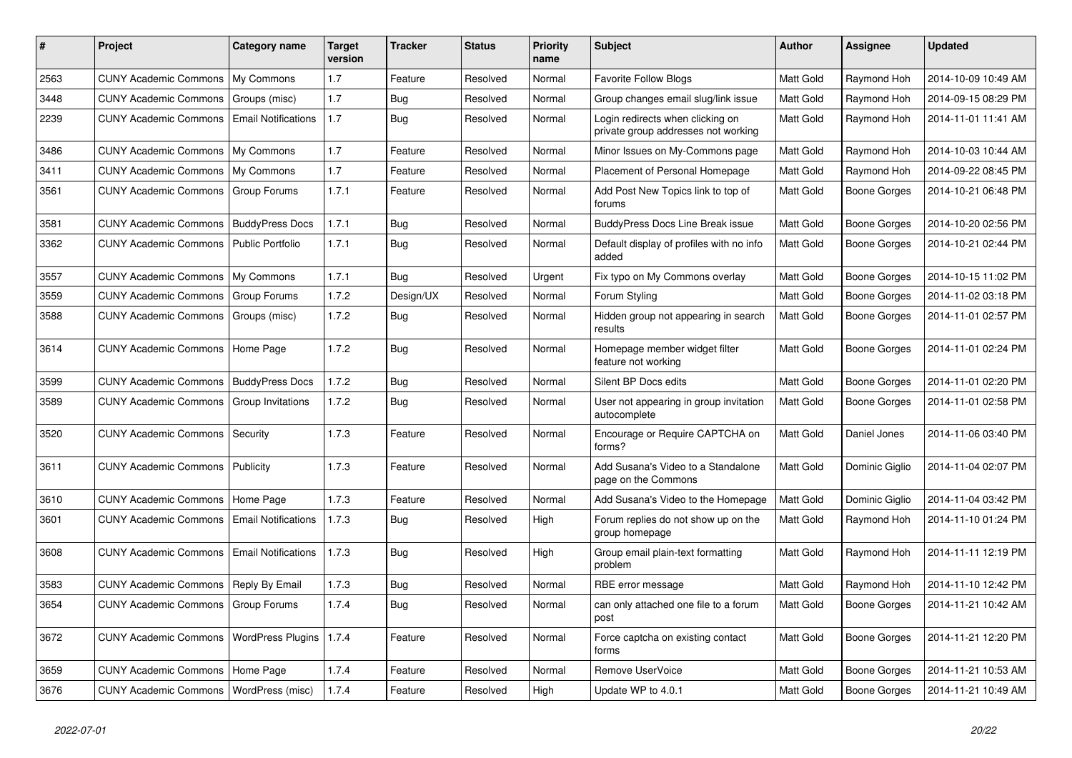| # | Project | Category name | Target version | Tracker | Status | Priority name | Subject | Author | Assignee | Updated |
|---|---|---|---|---|---|---|---|---|---|---|
| 2563 | CUNY Academic Commons | My Commons | 1.7 | Feature | Resolved | Normal | Favorite Follow Blogs | Matt Gold | Raymond Hoh | 2014-10-09 10:49 AM |
| 3448 | CUNY Academic Commons | Groups (misc) | 1.7 | Bug | Resolved | Normal | Group changes email slug/link issue | Matt Gold | Raymond Hoh | 2014-09-15 08:29 PM |
| 2239 | CUNY Academic Commons | Email Notifications | 1.7 | Bug | Resolved | Normal | Login redirects when clicking on private group addresses not working | Matt Gold | Raymond Hoh | 2014-11-01 11:41 AM |
| 3486 | CUNY Academic Commons | My Commons | 1.7 | Feature | Resolved | Normal | Minor Issues on My-Commons page | Matt Gold | Raymond Hoh | 2014-10-03 10:44 AM |
| 3411 | CUNY Academic Commons | My Commons | 1.7 | Feature | Resolved | Normal | Placement of Personal Homepage | Matt Gold | Raymond Hoh | 2014-09-22 08:45 PM |
| 3561 | CUNY Academic Commons | Group Forums | 1.7.1 | Feature | Resolved | Normal | Add Post New Topics link to top of forums | Matt Gold | Boone Gorges | 2014-10-21 06:48 PM |
| 3581 | CUNY Academic Commons | BuddyPress Docs | 1.7.1 | Bug | Resolved | Normal | BuddyPress Docs Line Break issue | Matt Gold | Boone Gorges | 2014-10-20 02:56 PM |
| 3362 | CUNY Academic Commons | Public Portfolio | 1.7.1 | Bug | Resolved | Normal | Default display of profiles with no info added | Matt Gold | Boone Gorges | 2014-10-21 02:44 PM |
| 3557 | CUNY Academic Commons | My Commons | 1.7.1 | Bug | Resolved | Urgent | Fix typo on My Commons overlay | Matt Gold | Boone Gorges | 2014-10-15 11:02 PM |
| 3559 | CUNY Academic Commons | Group Forums | 1.7.2 | Design/UX | Resolved | Normal | Forum Styling | Matt Gold | Boone Gorges | 2014-11-02 03:18 PM |
| 3588 | CUNY Academic Commons | Groups (misc) | 1.7.2 | Bug | Resolved | Normal | Hidden group not appearing in search results | Matt Gold | Boone Gorges | 2014-11-01 02:57 PM |
| 3614 | CUNY Academic Commons | Home Page | 1.7.2 | Bug | Resolved | Normal | Homepage member widget filter feature not working | Matt Gold | Boone Gorges | 2014-11-01 02:24 PM |
| 3599 | CUNY Academic Commons | BuddyPress Docs | 1.7.2 | Bug | Resolved | Normal | Silent BP Docs edits | Matt Gold | Boone Gorges | 2014-11-01 02:20 PM |
| 3589 | CUNY Academic Commons | Group Invitations | 1.7.2 | Bug | Resolved | Normal | User not appearing in group invitation autocomplete | Matt Gold | Boone Gorges | 2014-11-01 02:58 PM |
| 3520 | CUNY Academic Commons | Security | 1.7.3 | Feature | Resolved | Normal | Encourage or Require CAPTCHA on forms? | Matt Gold | Daniel Jones | 2014-11-06 03:40 PM |
| 3611 | CUNY Academic Commons | Publicity | 1.7.3 | Feature | Resolved | Normal | Add Susana's Video to a Standalone page on the Commons | Matt Gold | Dominic Giglio | 2014-11-04 02:07 PM |
| 3610 | CUNY Academic Commons | Home Page | 1.7.3 | Feature | Resolved | Normal | Add Susana's Video to the Homepage | Matt Gold | Dominic Giglio | 2014-11-04 03:42 PM |
| 3601 | CUNY Academic Commons | Email Notifications | 1.7.3 | Bug | Resolved | High | Forum replies do not show up on the group homepage | Matt Gold | Raymond Hoh | 2014-11-10 01:24 PM |
| 3608 | CUNY Academic Commons | Email Notifications | 1.7.3 | Bug | Resolved | High | Group email plain-text formatting problem | Matt Gold | Raymond Hoh | 2014-11-11 12:19 PM |
| 3583 | CUNY Academic Commons | Reply By Email | 1.7.3 | Bug | Resolved | Normal | RBE error message | Matt Gold | Raymond Hoh | 2014-11-10 12:42 PM |
| 3654 | CUNY Academic Commons | Group Forums | 1.7.4 | Bug | Resolved | Normal | can only attached one file to a forum post | Matt Gold | Boone Gorges | 2014-11-21 10:42 AM |
| 3672 | CUNY Academic Commons | WordPress Plugins | 1.7.4 | Feature | Resolved | Normal | Force captcha on existing contact forms | Matt Gold | Boone Gorges | 2014-11-21 12:20 PM |
| 3659 | CUNY Academic Commons | Home Page | 1.7.4 | Feature | Resolved | Normal | Remove UserVoice | Matt Gold | Boone Gorges | 2014-11-21 10:53 AM |
| 3676 | CUNY Academic Commons | WordPress (misc) | 1.7.4 | Feature | Resolved | High | Update WP to 4.0.1 | Matt Gold | Boone Gorges | 2014-11-21 10:49 AM |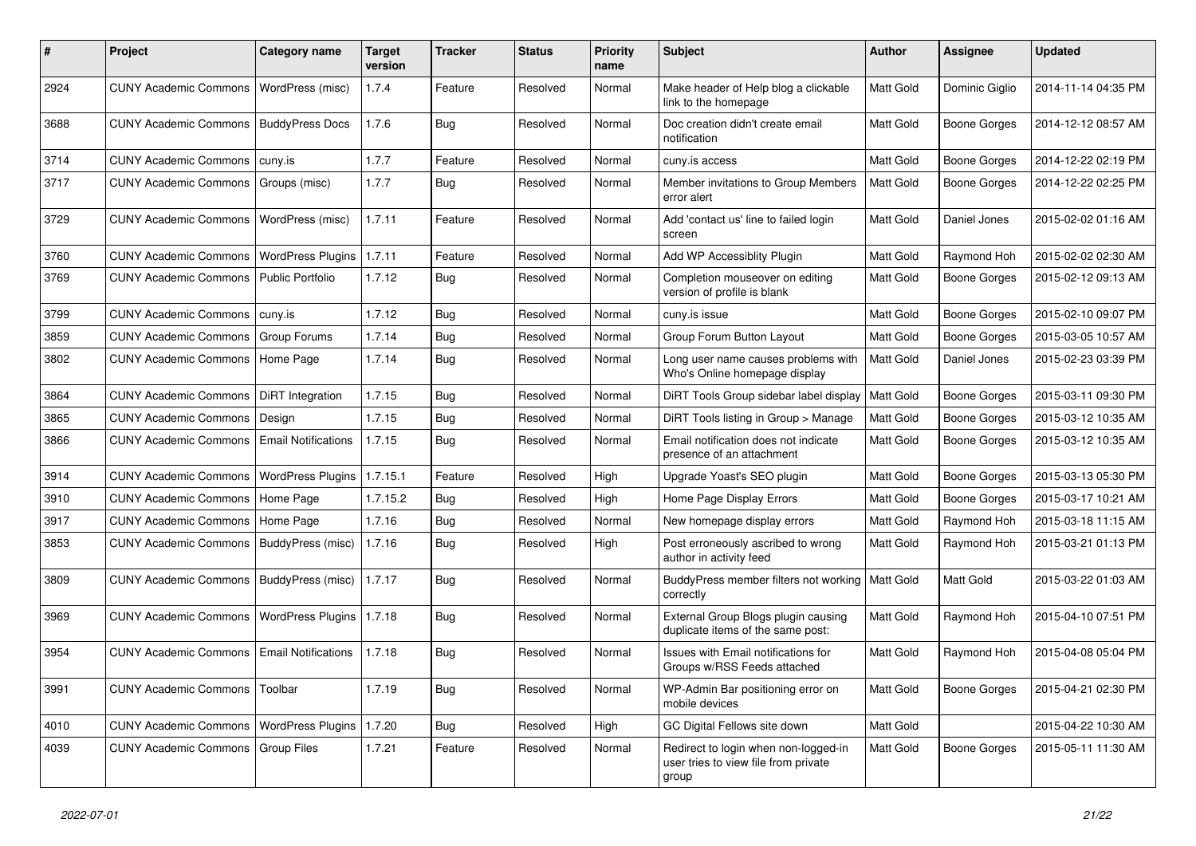| # | Project | Category name | Target version | Tracker | Status | Priority name | Subject | Author | Assignee | Updated |
|---|---|---|---|---|---|---|---|---|---|---|
| 2924 | CUNY Academic Commons | WordPress (misc) | 1.7.4 | Feature | Resolved | Normal | Make header of Help blog a clickable link to the homepage | Matt Gold | Dominic Giglio | 2014-11-14 04:35 PM |
| 3688 | CUNY Academic Commons | BuddyPress Docs | 1.7.6 | Bug | Resolved | Normal | Doc creation didn't create email notification | Matt Gold | Boone Gorges | 2014-12-12 08:57 AM |
| 3714 | CUNY Academic Commons | cuny.is | 1.7.7 | Feature | Resolved | Normal | cuny.is access | Matt Gold | Boone Gorges | 2014-12-22 02:19 PM |
| 3717 | CUNY Academic Commons | Groups (misc) | 1.7.7 | Bug | Resolved | Normal | Member invitations to Group Members error alert | Matt Gold | Boone Gorges | 2014-12-22 02:25 PM |
| 3729 | CUNY Academic Commons | WordPress (misc) | 1.7.11 | Feature | Resolved | Normal | Add 'contact us' line to failed login screen | Matt Gold | Daniel Jones | 2015-02-02 01:16 AM |
| 3760 | CUNY Academic Commons | WordPress Plugins | 1.7.11 | Feature | Resolved | Normal | Add WP Accessiblity Plugin | Matt Gold | Raymond Hoh | 2015-02-02 02:30 AM |
| 3769 | CUNY Academic Commons | Public Portfolio | 1.7.12 | Bug | Resolved | Normal | Completion mouseover on editing version of profile is blank | Matt Gold | Boone Gorges | 2015-02-12 09:13 AM |
| 3799 | CUNY Academic Commons | cuny.is | 1.7.12 | Bug | Resolved | Normal | cuny.is issue | Matt Gold | Boone Gorges | 2015-02-10 09:07 PM |
| 3859 | CUNY Academic Commons | Group Forums | 1.7.14 | Bug | Resolved | Normal | Group Forum Button Layout | Matt Gold | Boone Gorges | 2015-03-05 10:57 AM |
| 3802 | CUNY Academic Commons | Home Page | 1.7.14 | Bug | Resolved | Normal | Long user name causes problems with Who's Online homepage display | Matt Gold | Daniel Jones | 2015-02-23 03:39 PM |
| 3864 | CUNY Academic Commons | DiRT Integration | 1.7.15 | Bug | Resolved | Normal | DiRT Tools Group sidebar label display | Matt Gold | Boone Gorges | 2015-03-11 09:30 PM |
| 3865 | CUNY Academic Commons | Design | 1.7.15 | Bug | Resolved | Normal | DiRT Tools listing in Group > Manage | Matt Gold | Boone Gorges | 2015-03-12 10:35 AM |
| 3866 | CUNY Academic Commons | Email Notifications | 1.7.15 | Bug | Resolved | Normal | Email notification does not indicate presence of an attachment | Matt Gold | Boone Gorges | 2015-03-12 10:35 AM |
| 3914 | CUNY Academic Commons | WordPress Plugins | 1.7.15.1 | Feature | Resolved | High | Upgrade Yoast's SEO plugin | Matt Gold | Boone Gorges | 2015-03-13 05:30 PM |
| 3910 | CUNY Academic Commons | Home Page | 1.7.15.2 | Bug | Resolved | High | Home Page Display Errors | Matt Gold | Boone Gorges | 2015-03-17 10:21 AM |
| 3917 | CUNY Academic Commons | Home Page | 1.7.16 | Bug | Resolved | Normal | New homepage display errors | Matt Gold | Raymond Hoh | 2015-03-18 11:15 AM |
| 3853 | CUNY Academic Commons | BuddyPress (misc) | 1.7.16 | Bug | Resolved | High | Post erroneously ascribed to wrong author in activity feed | Matt Gold | Raymond Hoh | 2015-03-21 01:13 PM |
| 3809 | CUNY Academic Commons | BuddyPress (misc) | 1.7.17 | Bug | Resolved | Normal | BuddyPress member filters not working correctly | Matt Gold | Matt Gold | 2015-03-22 01:03 AM |
| 3969 | CUNY Academic Commons | WordPress Plugins | 1.7.18 | Bug | Resolved | Normal | External Group Blogs plugin causing duplicate items of the same post: | Matt Gold | Raymond Hoh | 2015-04-10 07:51 PM |
| 3954 | CUNY Academic Commons | Email Notifications | 1.7.18 | Bug | Resolved | Normal | Issues with Email notifications for Groups w/RSS Feeds attached | Matt Gold | Raymond Hoh | 2015-04-08 05:04 PM |
| 3991 | CUNY Academic Commons | Toolbar | 1.7.19 | Bug | Resolved | Normal | WP-Admin Bar positioning error on mobile devices | Matt Gold | Boone Gorges | 2015-04-21 02:30 PM |
| 4010 | CUNY Academic Commons | WordPress Plugins | 1.7.20 | Bug | Resolved | High | GC Digital Fellows site down | Matt Gold | | 2015-04-22 10:30 AM |
| 4039 | CUNY Academic Commons | Group Files | 1.7.21 | Feature | Resolved | Normal | Redirect to login when non-logged-in user tries to view file from private group | Matt Gold | Boone Gorges | 2015-05-11 11:30 AM |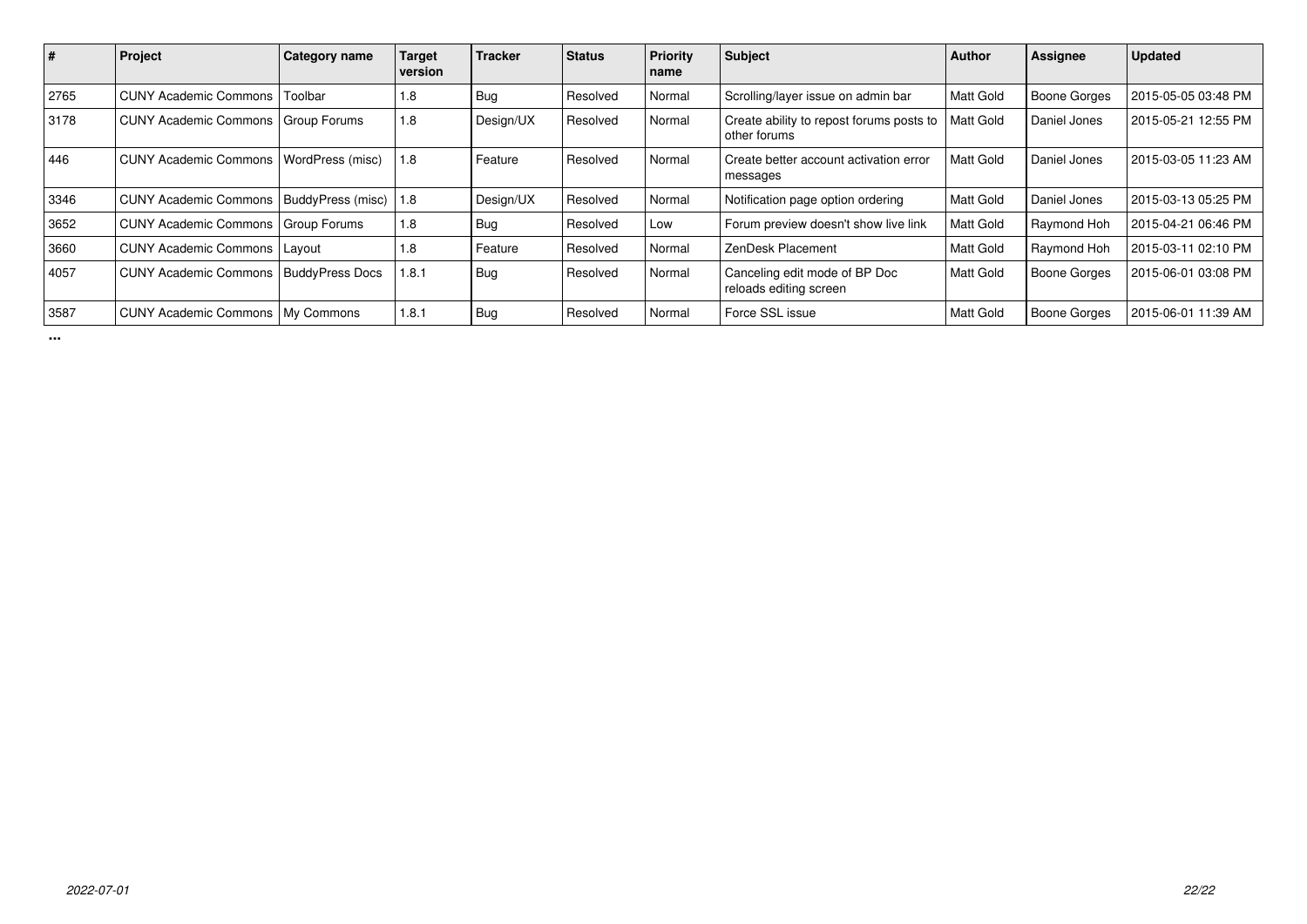| # | Project | Category name | Target version | Tracker | Status | Priority name | Subject | Author | Assignee | Updated |
|---|---|---|---|---|---|---|---|---|---|---|
| 2765 | CUNY Academic Commons | Toolbar | 1.8 | Bug | Resolved | Normal | Scrolling/layer issue on admin bar | Matt Gold | Boone Gorges | 2015-05-05 03:48 PM |
| 3178 | CUNY Academic Commons | Group Forums | 1.8 | Design/UX | Resolved | Normal | Create ability to repost forums posts to other forums | Matt Gold | Daniel Jones | 2015-05-21 12:55 PM |
| 446 | CUNY Academic Commons | WordPress (misc) | 1.8 | Feature | Resolved | Normal | Create better account activation error messages | Matt Gold | Daniel Jones | 2015-03-05 11:23 AM |
| 3346 | CUNY Academic Commons | BuddyPress (misc) | 1.8 | Design/UX | Resolved | Normal | Notification page option ordering | Matt Gold | Daniel Jones | 2015-03-13 05:25 PM |
| 3652 | CUNY Academic Commons | Group Forums | 1.8 | Bug | Resolved | Low | Forum preview doesn't show live link | Matt Gold | Raymond Hoh | 2015-04-21 06:46 PM |
| 3660 | CUNY Academic Commons | Layout | 1.8 | Feature | Resolved | Normal | ZenDesk Placement | Matt Gold | Raymond Hoh | 2015-03-11 02:10 PM |
| 4057 | CUNY Academic Commons | BuddyPress Docs | 1.8.1 | Bug | Resolved | Normal | Canceling edit mode of BP Doc reloads editing screen | Matt Gold | Boone Gorges | 2015-06-01 03:08 PM |
| 3587 | CUNY Academic Commons | My Commons | 1.8.1 | Bug | Resolved | Normal | Force SSL issue | Matt Gold | Boone Gorges | 2015-06-01 11:39 AM |

...